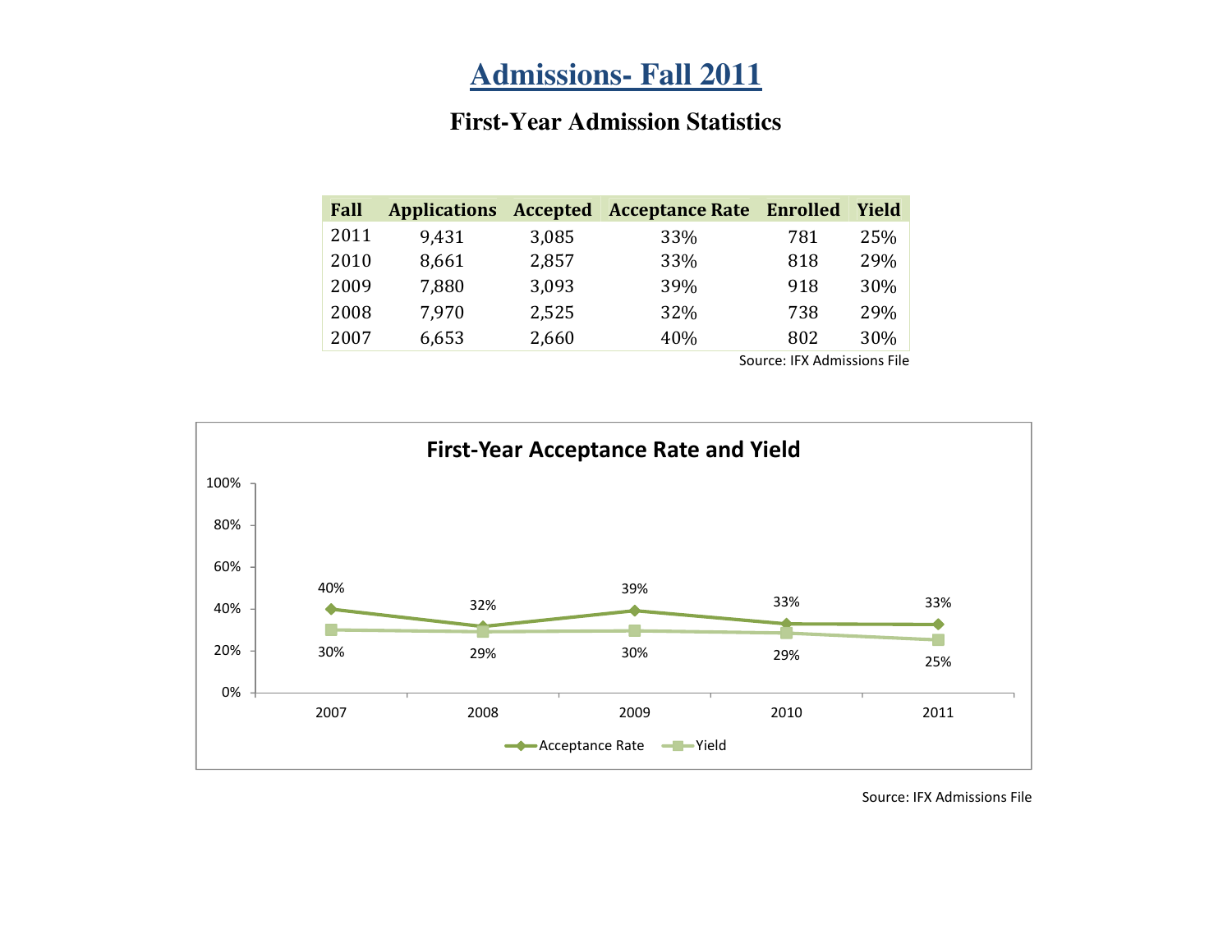# Admissions- Fall 2011

## First-Year Admission Statistics

| Fall | Applications | Accepted | Acceptance Rate | Enrolled | Yield |
|---|---|---|---|---|---|
| 2011 | 9,431 | 3,085 | 33% | 781 | 25% |
| 2010 | 8,661 | 2,857 | 33% | 818 | 29% |
| 2009 | 7,880 | 3,093 | 39% | 918 | 30% |
| 2008 | 7,970 | 2,525 | 32% | 738 | 29% |
| 2007 | 6,653 | 2,660 | 40% | 802 | 30% |

Source: IFX Admissions File

**First-Year Acceptance Rate and Yield**

| | 2007 | 2008 | 2009 | 2010 | 2011 |
|---|---|---|---|---|---|
| Acceptance Rate | 40% | 32% | 39% | 33% | 33% |
| Yield | 30% | 29% | 30% | 29% | 25% |

Source: IFX Admissions File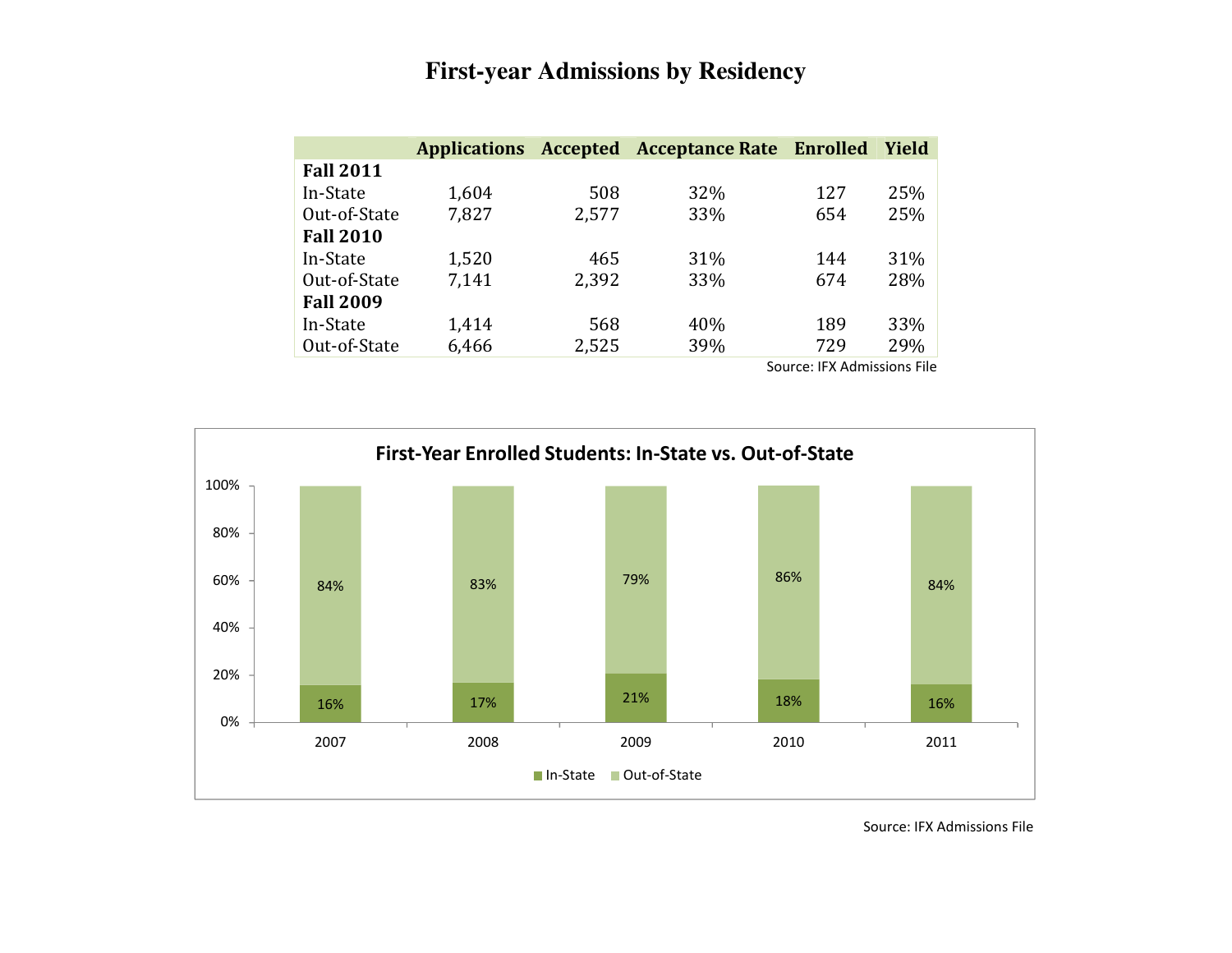# First-year Admissions by Residency

| | Applications | Accepted | Acceptance Rate | Enrolled | Yield |
|---|---|---|---|---|---|
| **Fall 2011** | | | | | |
| In-State | 1,604 | 508 | 32% | 127 | 25% |
| Out-of-State | 7,827 | 2,577 | 33% | 654 | 25% |
| **Fall 2010** | | | | | |
| In-State | 1,520 | 465 | 31% | 144 | 31% |
| Out-of-State | 7,141 | 2,392 | 33% | 674 | 28% |
| **Fall 2009** | | | | | |
| In-State | 1,414 | 568 | 40% | 189 | 33% |
| Out-of-State | 6,466 | 2,525 | 39% | 729 | 29% |

Source: IFX Admissions File

**First-Year Enrolled Students: In-State vs. Out-of-State**

| | 2007 | 2008 | 2009 | 2010 | 2011 |
|---|---|---|---|---|---|
| In-State | 16% | 17% | 21% | 18% | 16% |
| Out-of-State | 84% | 83% | 79% | 86% | 84% |

Source: IFX Admissions File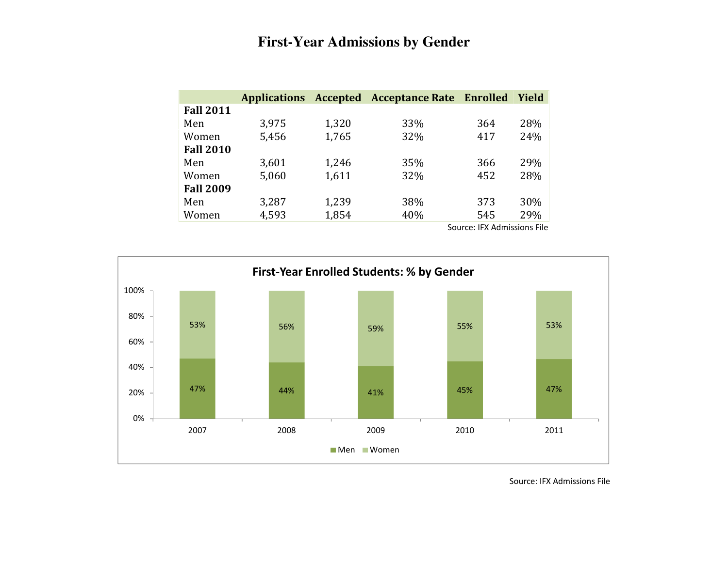# First-Year Admissions by Gender

| | Applications | Accepted | Acceptance Rate | Enrolled | Yield |
|---|---|---|---|---|---|
| **Fall 2011** | | | | | |
| Men | 3,975 | 1,320 | 33% | 364 | 28% |
| Women | 5,456 | 1,765 | 32% | 417 | 24% |
| **Fall 2010** | | | | | |
| Men | 3,601 | 1,246 | 35% | 366 | 29% |
| Women | 5,060 | 1,611 | 32% | 452 | 28% |
| **Fall 2009** | | | | | |
| Men | 3,287 | 1,239 | 38% | 373 | 30% |
| Women | 4,593 | 1,854 | 40% | 545 | 29% |

Source: IFX Admissions File

**First-Year Enrolled Students: % by Gender**

| | 2007 | 2008 | 2009 | 2010 | 2011 |
|---|---|---|---|---|---|
| Men | 47% | 44% | 41% | 45% | 47% |
| Women | 53% | 56% | 59% | 55% | 53% |

Source: IFX Admissions File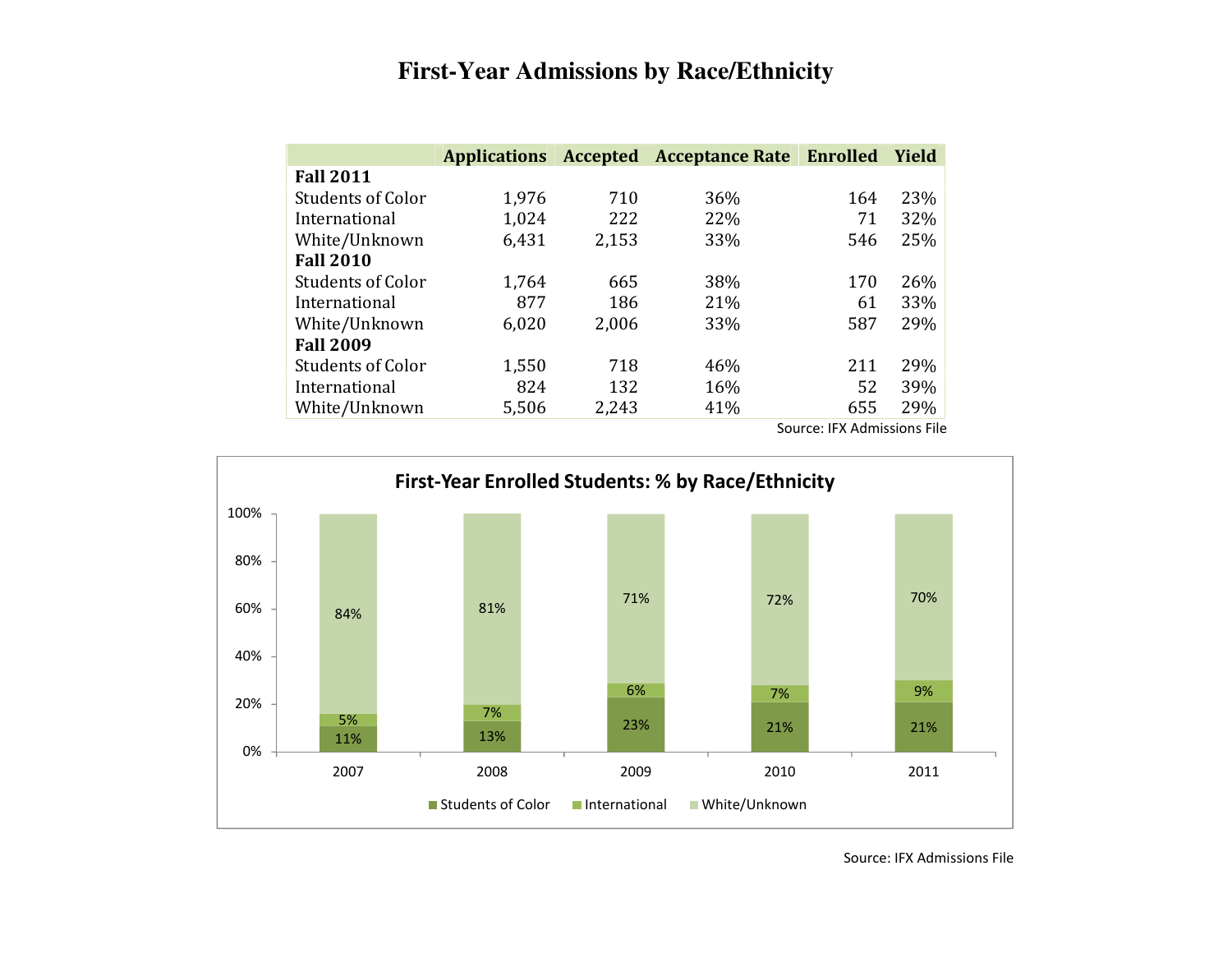# First-Year Admissions by Race/Ethnicity

| | Applications | Accepted | Acceptance Rate | Enrolled | Yield |
|---|---|---|---|---|---|
| **Fall 2011** | | | | | |
| Students of Color | 1,976 | 710 | 36% | 164 | 23% |
| International | 1,024 | 222 | 22% | 71 | 32% |
| White/Unknown | 6,431 | 2,153 | 33% | 546 | 25% |
| **Fall 2010** | | | | | |
| Students of Color | 1,764 | 665 | 38% | 170 | 26% |
| International | 877 | 186 | 21% | 61 | 33% |
| White/Unknown | 6,020 | 2,006 | 33% | 587 | 29% |
| **Fall 2009** | | | | | |
| Students of Color | 1,550 | 718 | 46% | 211 | 29% |
| International | 824 | 132 | 16% | 52 | 39% |
| White/Unknown | 5,506 | 2,243 | 41% | 655 | 29% |

Source: IFX Admissions File

**First-Year Enrolled Students: % by Race/Ethnicity**

| | 2007 | 2008 | 2009 | 2010 | 2011 |
|---|---|---|---|---|---|
| Students of Color | 11% | 13% | 23% | 21% | 21% |
| International | 5% | 7% | 6% | 7% | 9% |
| White/Unknown | 84% | 81% | 71% | 72% | 70% |

Source: IFX Admissions File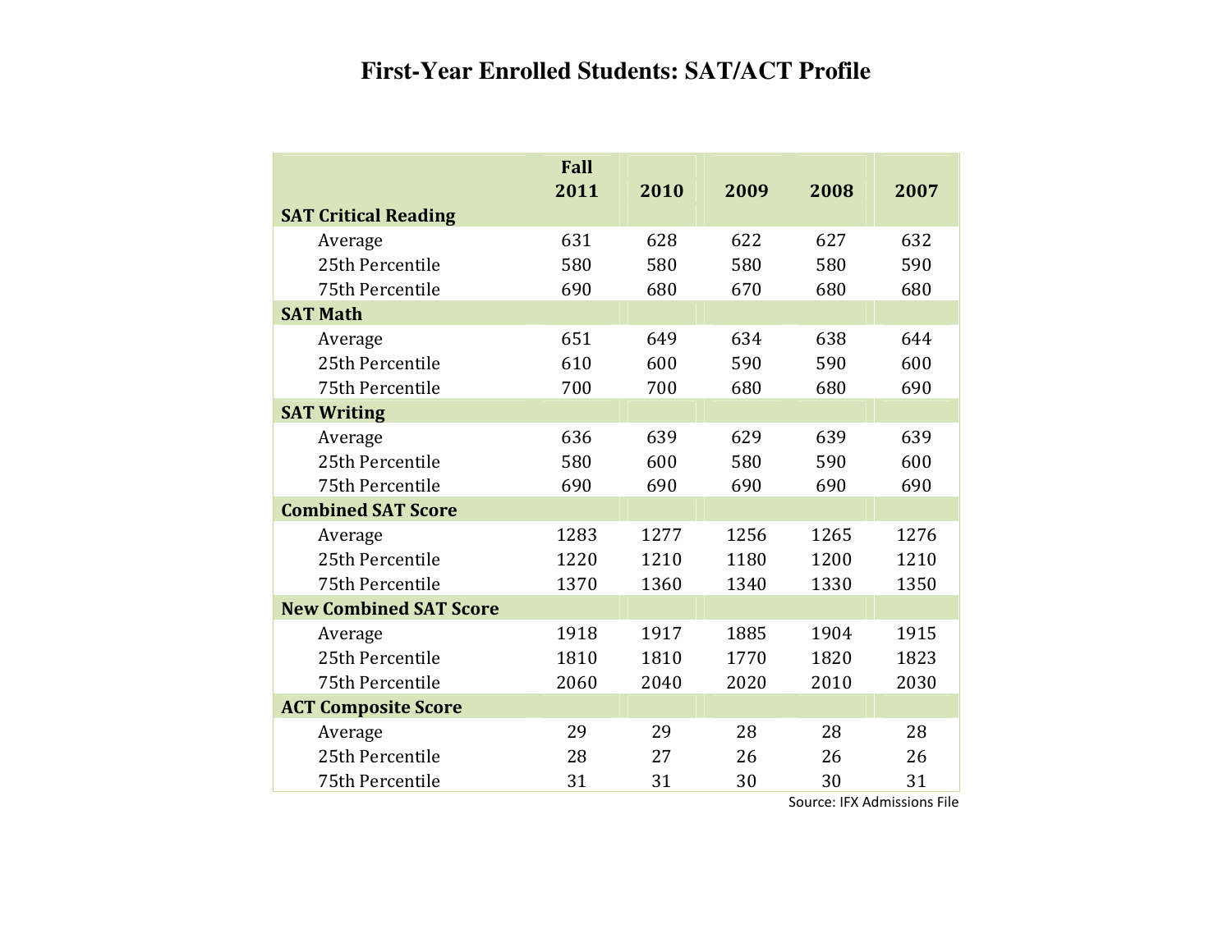# First-Year Enrolled Students: SAT/ACT Profile

| | Fall 2011 | 2010 | 2009 | 2008 | 2007 |
|---|---|---|---|---|---|
| **SAT Critical Reading** | | | | | |
| Average | 631 | 628 | 622 | 627 | 632 |
| 25th Percentile | 580 | 580 | 580 | 580 | 590 |
| 75th Percentile | 690 | 680 | 670 | 680 | 680 |
| **SAT Math** | | | | | |
| Average | 651 | 649 | 634 | 638 | 644 |
| 25th Percentile | 610 | 600 | 590 | 590 | 600 |
| 75th Percentile | 700 | 700 | 680 | 680 | 690 |
| **SAT Writing** | | | | | |
| Average | 636 | 639 | 629 | 639 | 639 |
| 25th Percentile | 580 | 600 | 580 | 590 | 600 |
| 75th Percentile | 690 | 690 | 690 | 690 | 690 |
| **Combined SAT Score** | | | | | |
| Average | 1283 | 1277 | 1256 | 1265 | 1276 |
| 25th Percentile | 1220 | 1210 | 1180 | 1200 | 1210 |
| 75th Percentile | 1370 | 1360 | 1340 | 1330 | 1350 |
| **New Combined SAT Score** | | | | | |
| Average | 1918 | 1917 | 1885 | 1904 | 1915 |
| 25th Percentile | 1810 | 1810 | 1770 | 1820 | 1823 |
| 75th Percentile | 2060 | 2040 | 2020 | 2010 | 2030 |
| **ACT Composite Score** | | | | | |
| Average | 29 | 29 | 28 | 28 | 28 |
| 25th Percentile | 28 | 27 | 26 | 26 | 26 |
| 75th Percentile | 31 | 31 | 30 | 30 | 31 |

Source: IFX Admissions File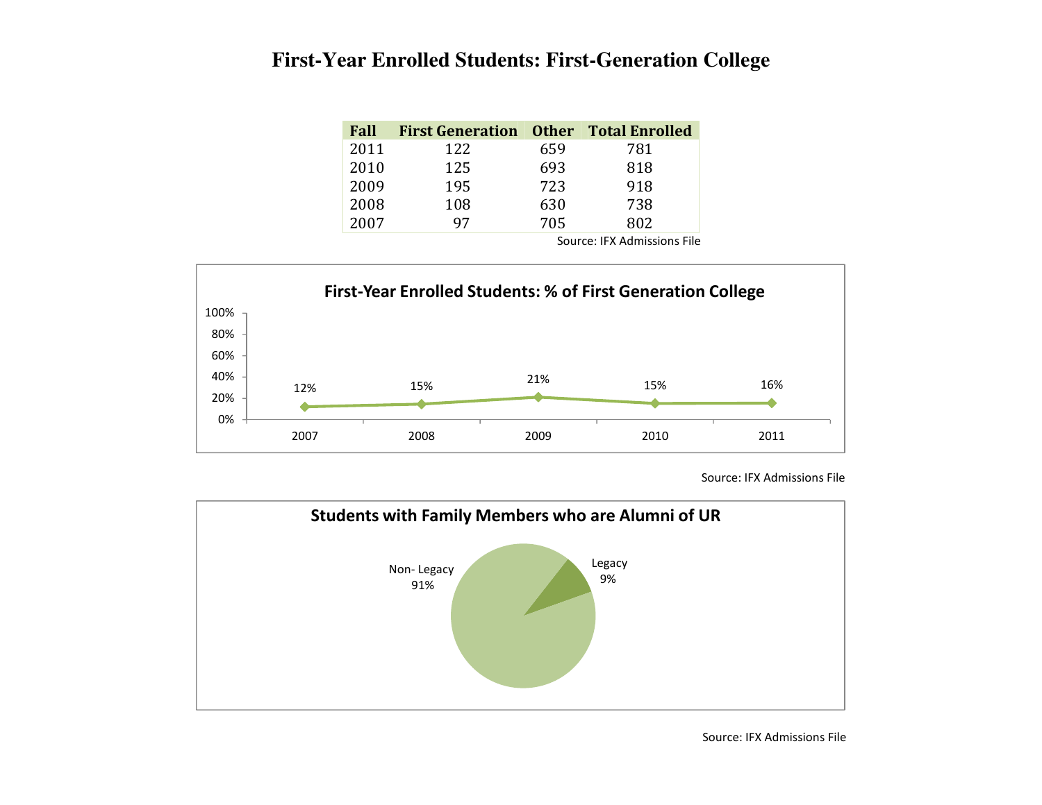# First-Year Enrolled Students: First-Generation College

| Fall | First Generation | Other | Total Enrolled |
|---|---|---|---|
| 2011 | 122 | 659 | 781 |
| 2010 | 125 | 693 | 818 |
| 2009 | 195 | 723 | 918 |
| 2008 | 108 | 630 | 738 |
| 2007 | 97 | 705 | 802 |

Source: IFX Admissions File

**First-Year Enrolled Students: % of First Generation College**

| Year | % |
|---|---|
| 2007 | 12% |
| 2008 | 15% |
| 2009 | 21% |
| 2010 | 15% |
| 2011 | 16% |

Source: IFX Admissions File

**Students with Family Members who are Alumni of UR**

| Category | % |
|---|---|
| Non- Legacy | 91% |
| Legacy | 9% |

Source: IFX Admissions File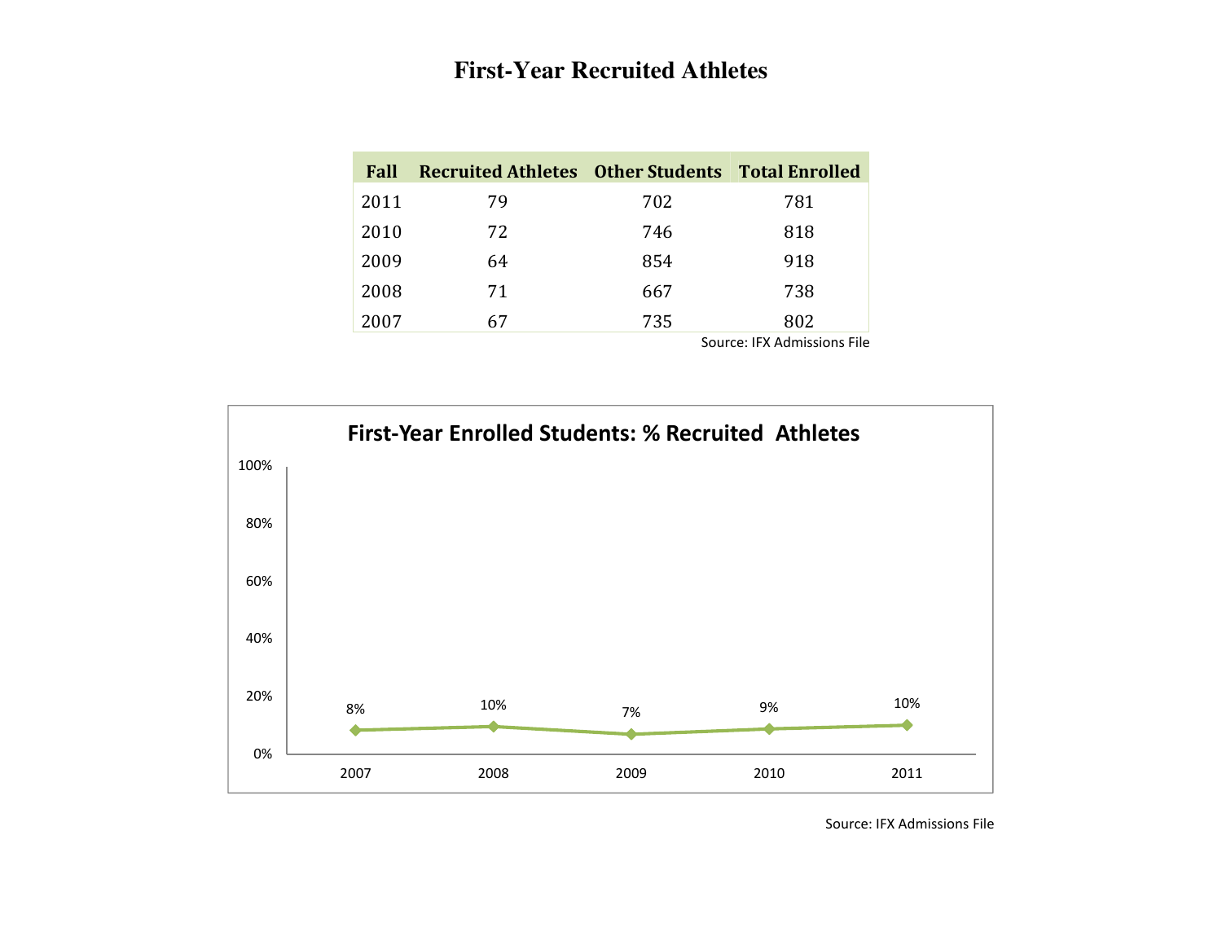# First-Year Recruited Athletes

| Fall | Recruited Athletes | Other Students | Total Enrolled |
|---|---|---|---|
| 2011 | 79 | 702 | 781 |
| 2010 | 72 | 746 | 818 |
| 2009 | 64 | 854 | 918 |
| 2008 | 71 | 667 | 738 |
| 2007 | 67 | 735 | 802 |

Source: IFX Admissions File

**First-Year Enrolled Students: % Recruited Athletes**

| Year | % Recruited Athletes |
|---|---|
| 2007 | 8% |
| 2008 | 10% |
| 2009 | 7% |
| 2010 | 9% |
| 2011 | 10% |

Source: IFX Admissions File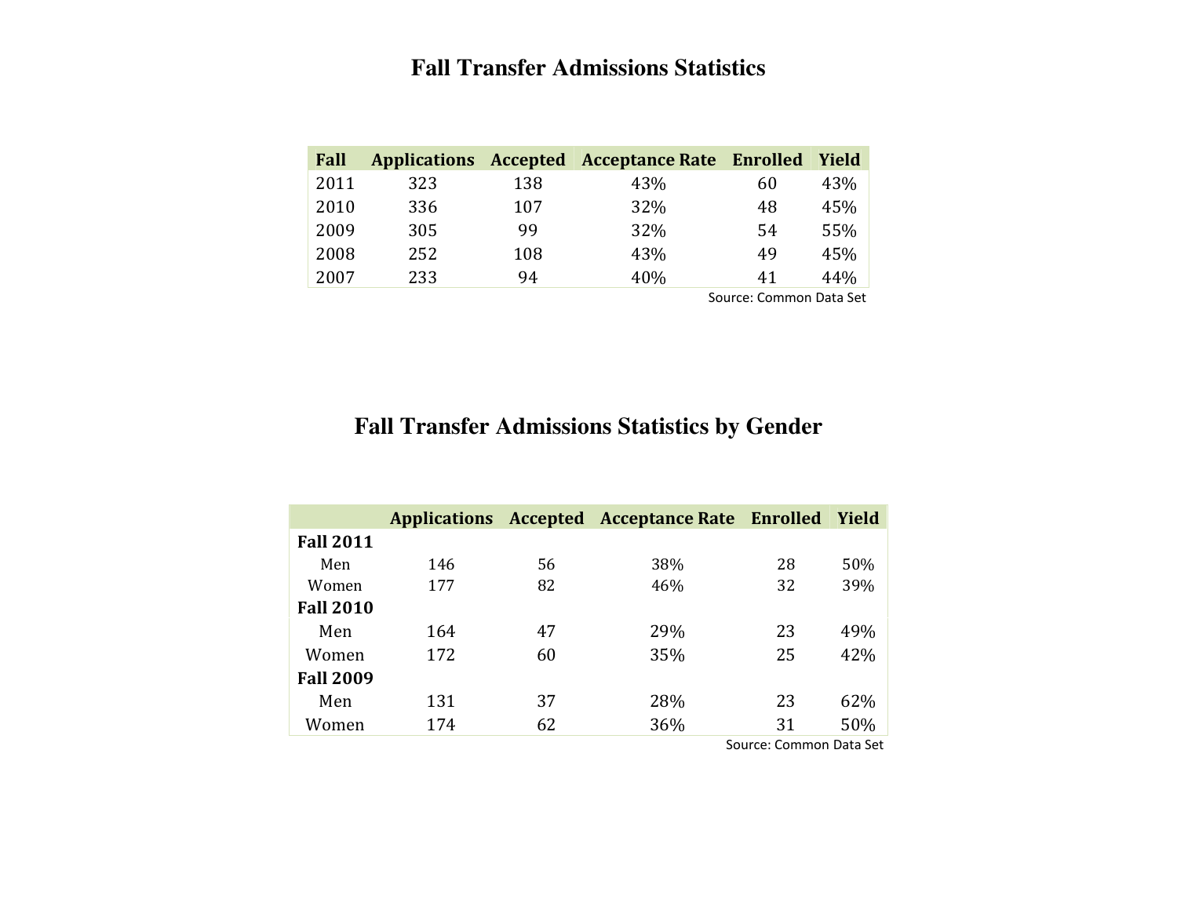# Fall Transfer Admissions Statistics

| Fall | Applications | Accepted | Acceptance Rate | Enrolled | Yield |
|---|---|---|---|---|---|
| 2011 | 323 | 138 | 43% | 60 | 43% |
| 2010 | 336 | 107 | 32% | 48 | 45% |
| 2009 | 305 | 99 | 32% | 54 | 55% |
| 2008 | 252 | 108 | 43% | 49 | 45% |
| 2007 | 233 | 94 | 40% | 41 | 44% |

Source: Common Data Set

# Fall Transfer Admissions Statistics by Gender

| | Applications | Accepted | Acceptance Rate | Enrolled | Yield |
|---|---|---|---|---|---|
| **Fall 2011** | | | | | |
| Men | 146 | 56 | 38% | 28 | 50% |
| Women | 177 | 82 | 46% | 32 | 39% |
| **Fall 2010** | | | | | |
| Men | 164 | 47 | 29% | 23 | 49% |
| Women | 172 | 60 | 35% | 25 | 42% |
| **Fall 2009** | | | | | |
| Men | 131 | 37 | 28% | 23 | 62% |
| Women | 174 | 62 | 36% | 31 | 50% |

Source: Common Data Set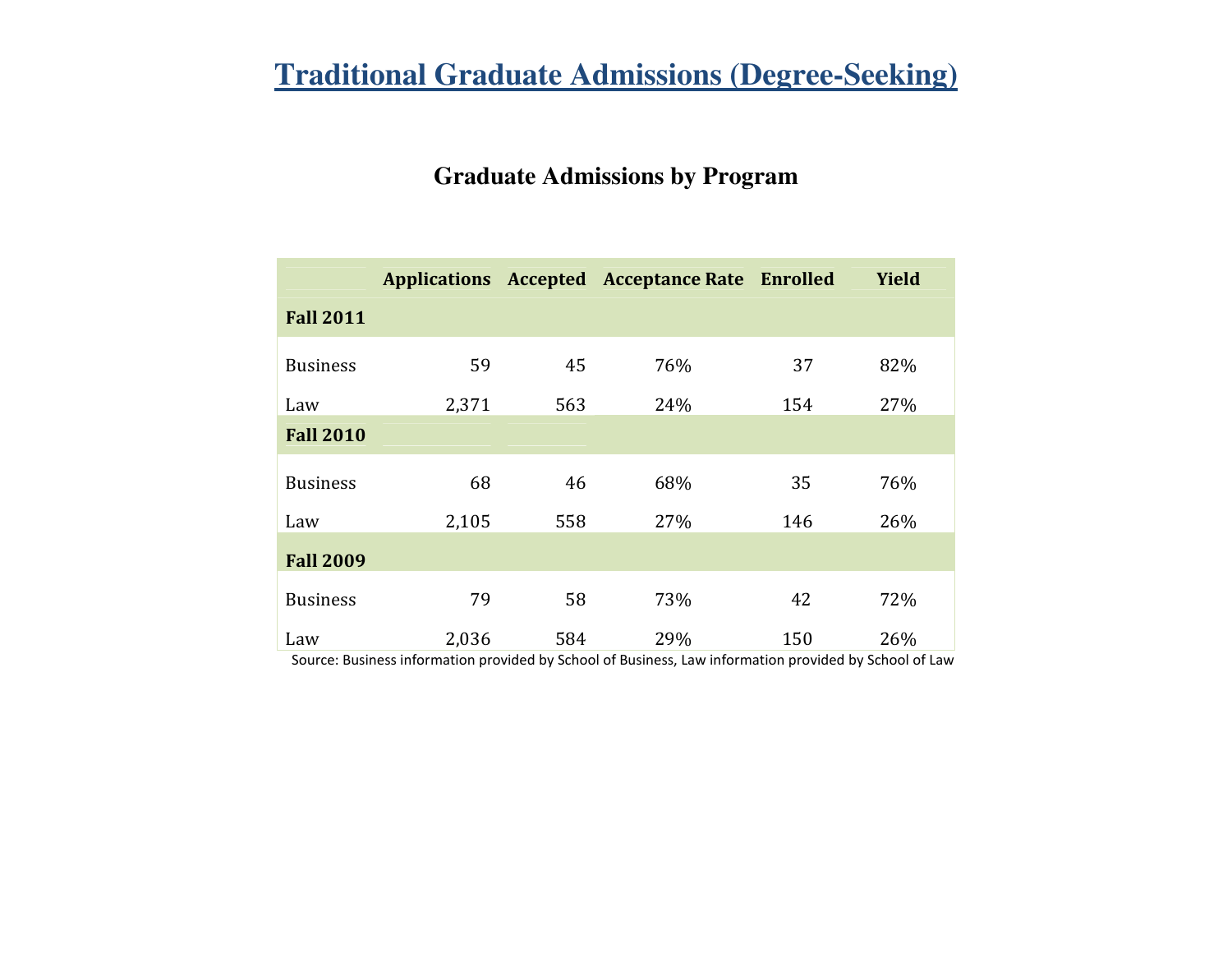# Traditional Graduate Admissions (Degree-Seeking)

## Graduate Admissions by Program

| | Applications | Accepted | Acceptance Rate | Enrolled | Yield |
|---|---|---|---|---|---|
| **Fall 2011** | | | | | |
| Business | 59 | 45 | 76% | 37 | 82% |
| Law | 2,371 | 563 | 24% | 154 | 27% |
| **Fall 2010** | | | | | |
| Business | 68 | 46 | 68% | 35 | 76% |
| Law | 2,105 | 558 | 27% | 146 | 26% |
| **Fall 2009** | | | | | |
| Business | 79 | 58 | 73% | 42 | 72% |
| Law | 2,036 | 584 | 29% | 150 | 26% |

Source: Business information provided by School of Business, Law information provided by School of Law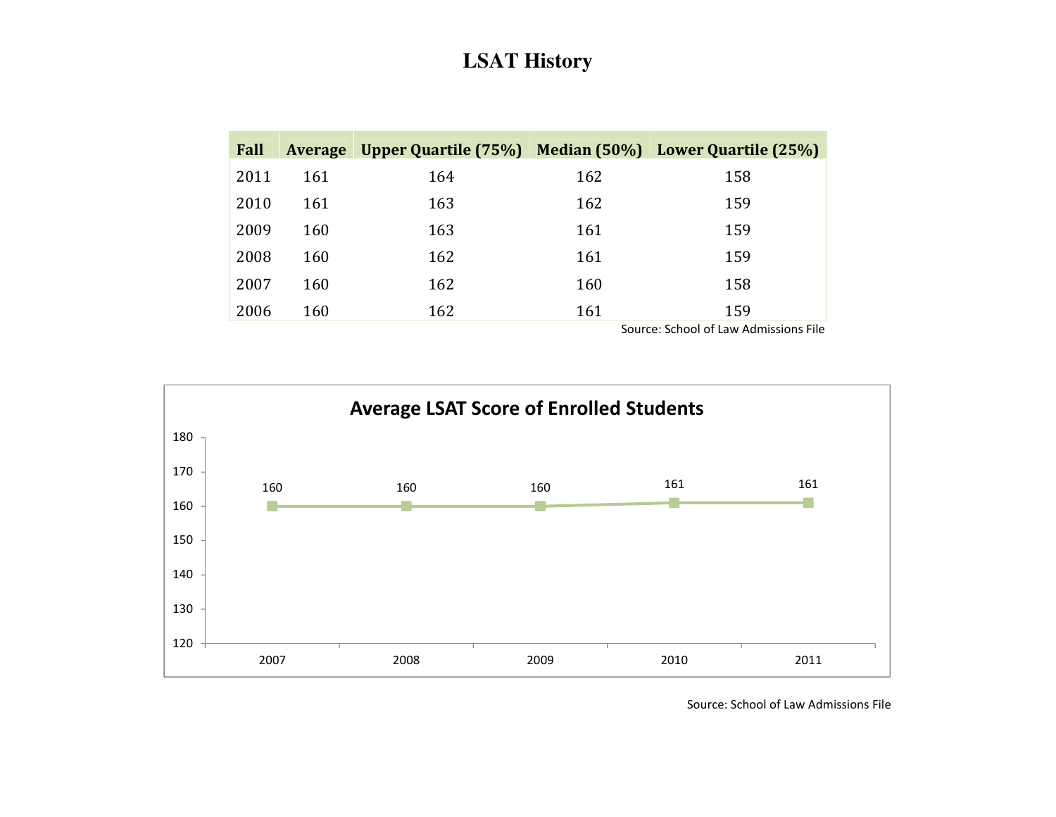# LSAT History

| Fall | Average | Upper Quartile (75%) | Median (50%) | Lower Quartile (25%) |
|---|---|---|---|---|
| 2011 | 161 | 164 | 162 | 158 |
| 2010 | 161 | 163 | 162 | 159 |
| 2009 | 160 | 163 | 161 | 159 |
| 2008 | 160 | 162 | 161 | 159 |
| 2007 | 160 | 162 | 160 | 158 |
| 2006 | 160 | 162 | 161 | 159 |

Source: School of Law Admissions File

**Average LSAT Score of Enrolled Students**

| Year | Average LSAT Score |
|---|---|
| 2007 | 160 |
| 2008 | 160 |
| 2009 | 160 |
| 2010 | 161 |
| 2011 | 161 |

Source: School of Law Admissions File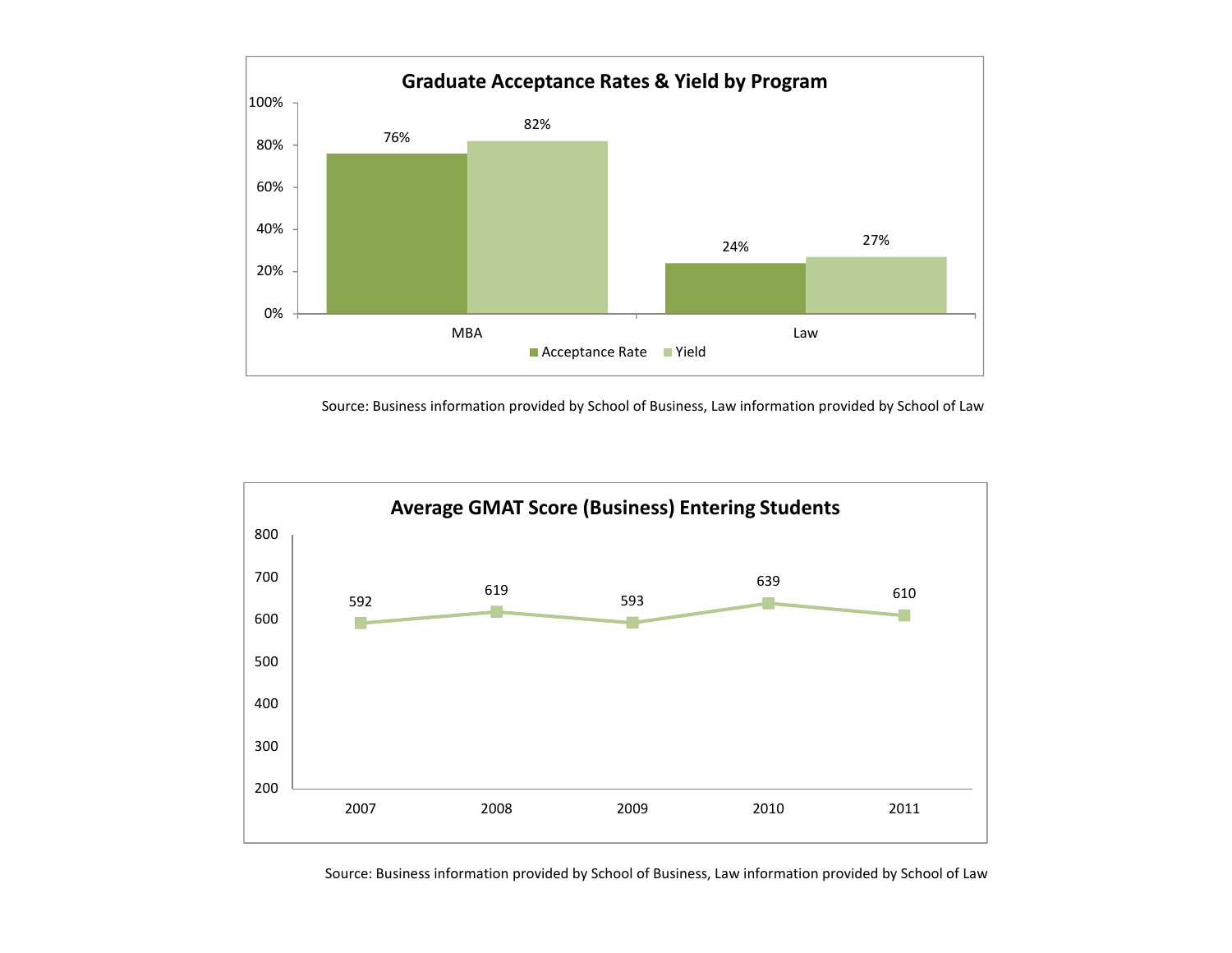**Graduate Acceptance Rates & Yield by Program**

| Program | Acceptance Rate | Yield |
| --- | --- | --- |
| MBA | 76% | 82% |
| Law | 24% | 27% |

Source: Business information provided by School of Business, Law information provided by School of Law

**Average GMAT Score (Business) Entering Students**

| Year | 2007 | 2008 | 2009 | 2010 | 2011 |
| --- | --- | --- | --- | --- | --- |
| Average GMAT Score | 592 | 619 | 593 | 639 | 610 |

Source: Business information provided by School of Business, Law information provided by School of Law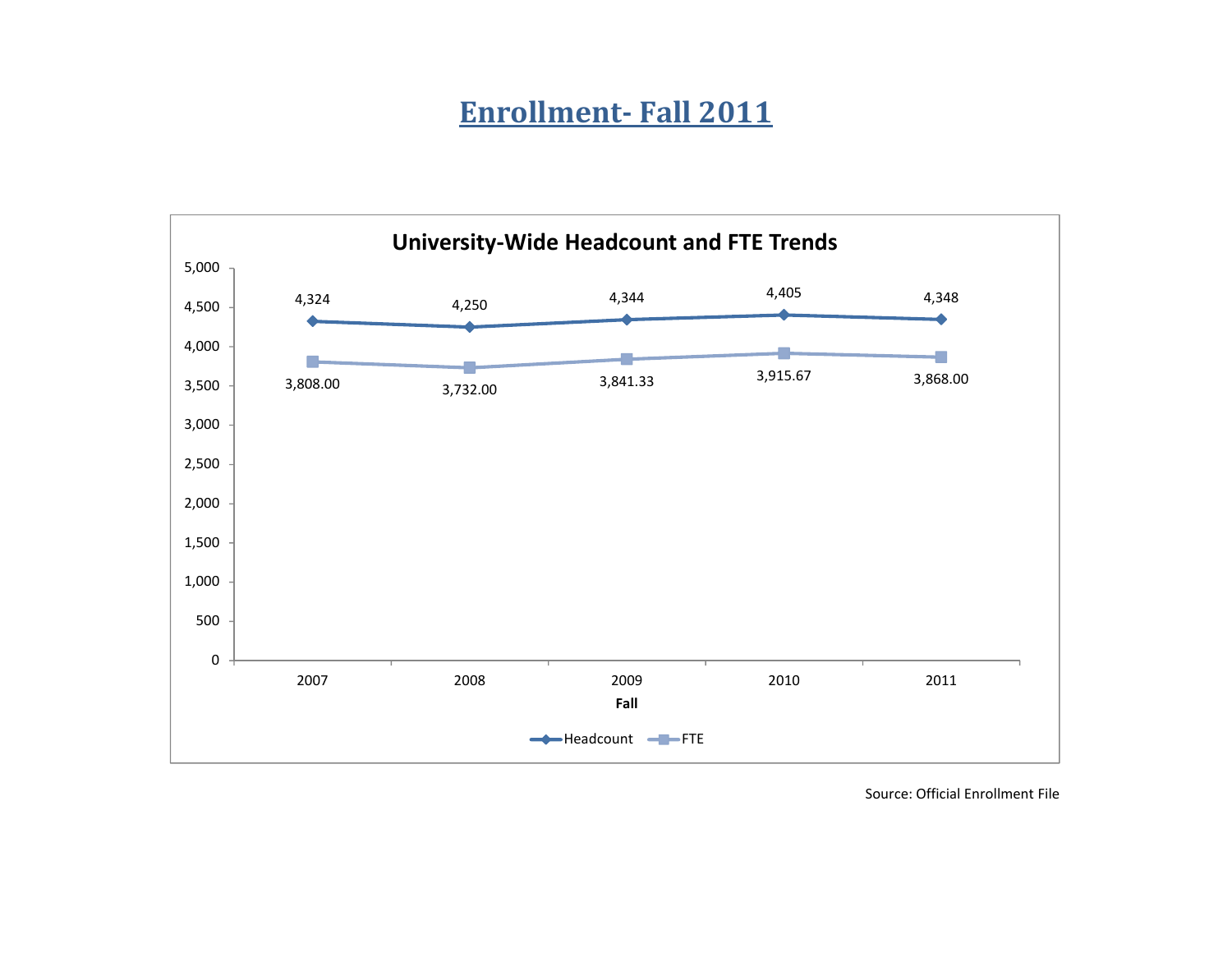# Enrollment- Fall 2011

**University-Wide Headcount and FTE Trends**

| Fall | Headcount | FTE |
| --- | --- | --- |
| 2007 | 4,324 | 3,808.00 |
| 2008 | 4,250 | 3,732.00 |
| 2009 | 4,344 | 3,841.33 |
| 2010 | 4,405 | 3,915.67 |
| 2011 | 4,348 | 3,868.00 |

Source: Official Enrollment File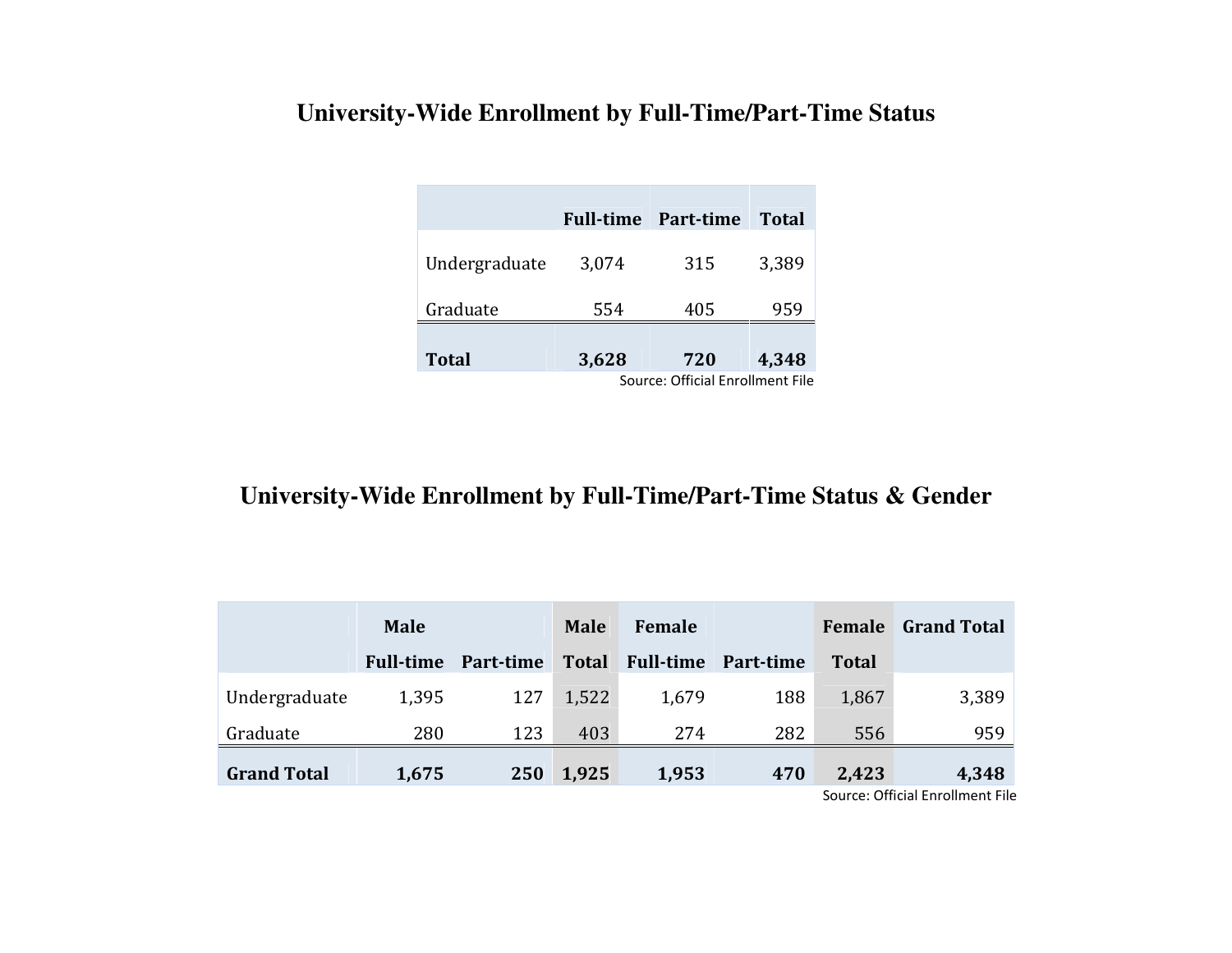## University-Wide Enrollment by Full-Time/Part-Time Status

| | Full-time | Part-time | Total |
|---|---|---|---|
| Undergraduate | 3,074 | 315 | 3,389 |
| Graduate | 554 | 405 | 959 |
| **Total** | **3,628** | **720** | **4,348** |

Source: Official Enrollment File

## University-Wide Enrollment by Full-Time/Part-Time Status & Gender

| | Male Full-time | Part-time | Male Total | Female Full-time | Part-time | Female Total | Grand Total |
|---|---|---|---|---|---|---|---|
| Undergraduate | 1,395 | 127 | 1,522 | 1,679 | 188 | 1,867 | 3,389 |
| Graduate | 280 | 123 | 403 | 274 | 282 | 556 | 959 |
| **Grand Total** | **1,675** | **250** | **1,925** | **1,953** | **470** | **2,423** | **4,348** |

Source: Official Enrollment File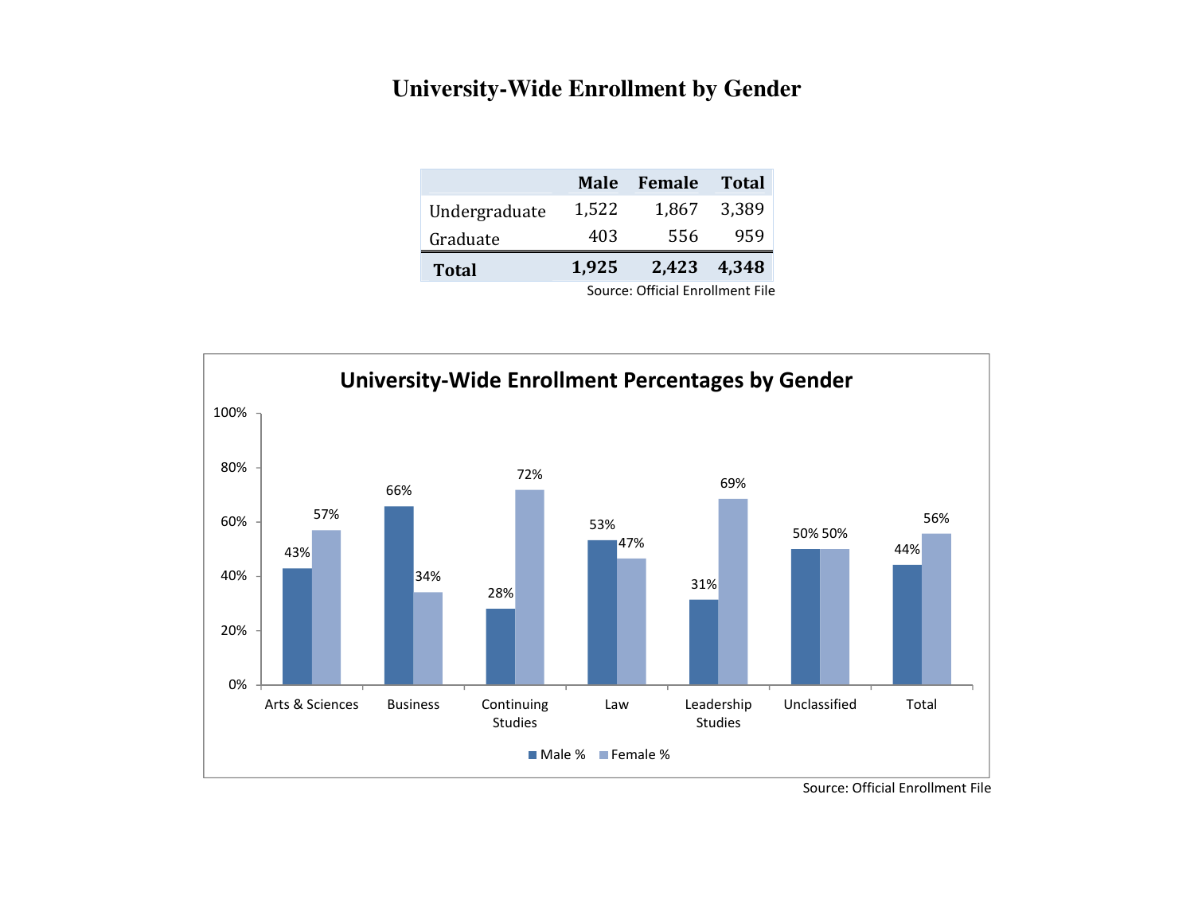# University-Wide Enrollment by Gender

| | Male | Female | Total |
|---|---|---|---|
| Undergraduate | 1,522 | 1,867 | 3,389 |
| Graduate | 403 | 556 | 959 |
| **Total** | **1,925** | **2,423** | **4,348** |

Source: Official Enrollment File

**University-Wide Enrollment Percentages by Gender**

| | Male % | Female % |
|---|---|---|
| Arts & Sciences | 43% | 57% |
| Business | 66% | 34% |
| Continuing Studies | 28% | 72% |
| Law | 53% | 47% |
| Leadership Studies | 31% | 69% |
| Unclassified | 50% | 50% |
| Total | 44% | 56% |

Source: Official Enrollment File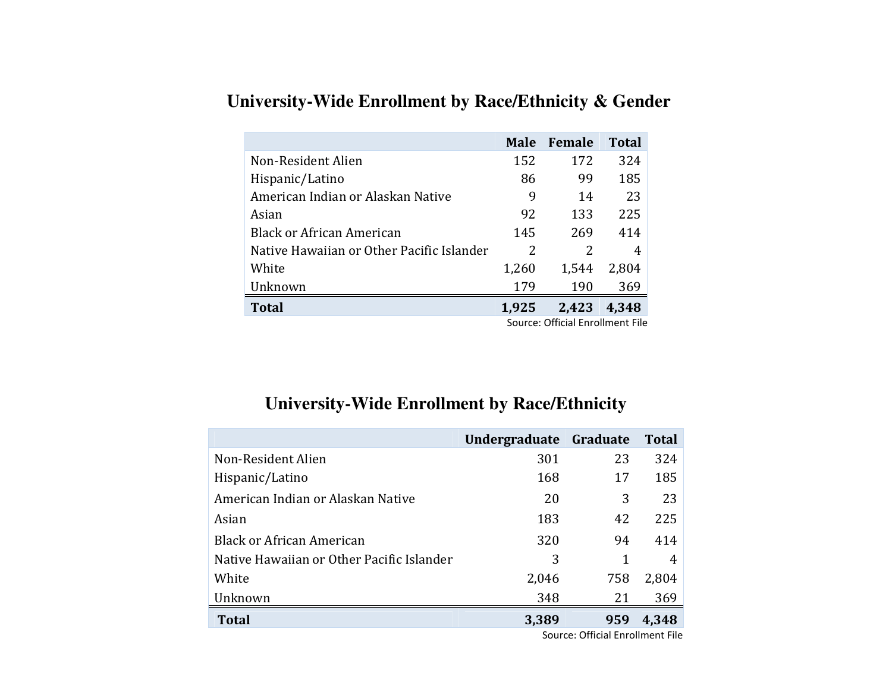## University-Wide Enrollment by Race/Ethnicity & Gender

| | Male | Female | Total |
|---|---|---|---|
| Non-Resident Alien | 152 | 172 | 324 |
| Hispanic/Latino | 86 | 99 | 185 |
| American Indian or Alaskan Native | 9 | 14 | 23 |
| Asian | 92 | 133 | 225 |
| Black or African American | 145 | 269 | 414 |
| Native Hawaiian or Other Pacific Islander | 2 | 2 | 4 |
| White | 1,260 | 1,544 | 2,804 |
| Unknown | 179 | 190 | 369 |
| **Total** | **1,925** | **2,423** | **4,348** |

Source: Official Enrollment File

## University-Wide Enrollment by Race/Ethnicity

| | Undergraduate | Graduate | Total |
|---|---|---|---|
| Non-Resident Alien | 301 | 23 | 324 |
| Hispanic/Latino | 168 | 17 | 185 |
| American Indian or Alaskan Native | 20 | 3 | 23 |
| Asian | 183 | 42 | 225 |
| Black or African American | 320 | 94 | 414 |
| Native Hawaiian or Other Pacific Islander | 3 | 1 | 4 |
| White | 2,046 | 758 | 2,804 |
| Unknown | 348 | 21 | 369 |
| **Total** | **3,389** | **959** | **4,348** |

Source: Official Enrollment File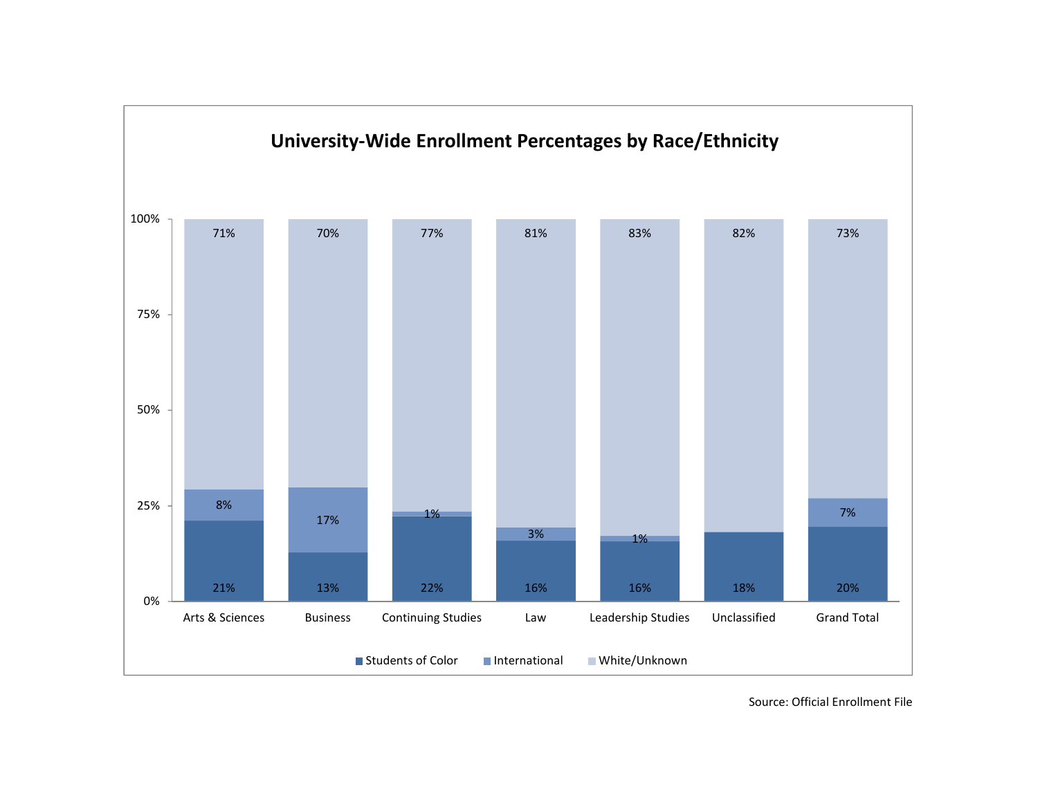## University-Wide Enrollment Percentages by Race/Ethnicity

| | Arts & Sciences | Business | Continuing Studies | Law | Leadership Studies | Unclassified | Grand Total |
|---|---|---|---|---|---|---|---|
| Students of Color | 21% | 13% | 22% | 16% | 16% | 18% | 20% |
| International | 8% | 17% | 1% | 3% | 1% | | 7% |
| White/Unknown | 71% | 70% | 77% | 81% | 83% | 82% | 73% |

Source: Official Enrollment File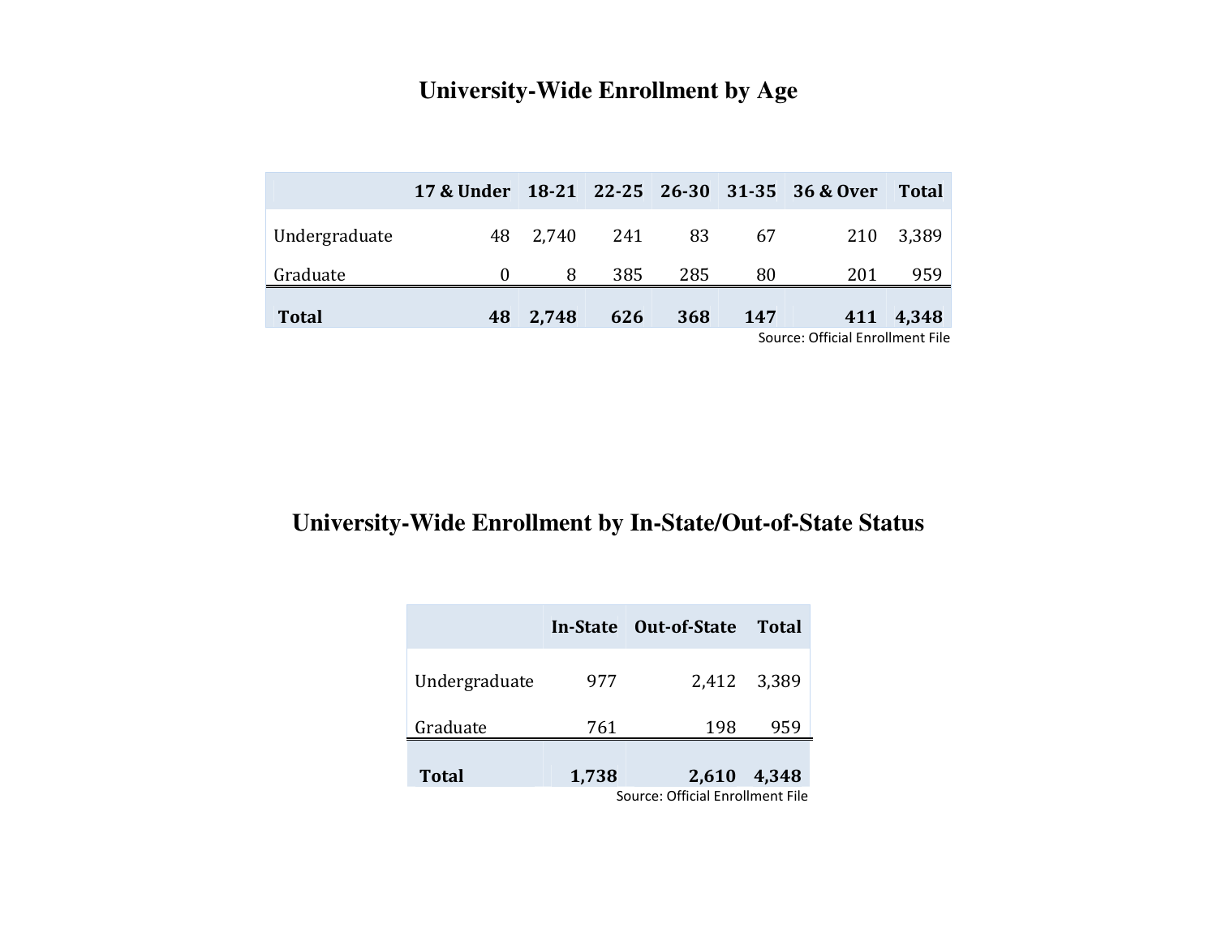# University-Wide Enrollment by Age

| | 17 & Under | 18-21 | 22-25 | 26-30 | 31-35 | 36 & Over | Total |
|---|---|---|---|---|---|---|---|
| Undergraduate | 48 | 2,740 | 241 | 83 | 67 | 210 | 3,389 |
| Graduate | 0 | 8 | 385 | 285 | 80 | 201 | 959 |
| **Total** | **48** | **2,748** | **626** | **368** | **147** | **411** | **4,348** |

Source: Official Enrollment File

# University-Wide Enrollment by In-State/Out-of-State Status

| | In-State | Out-of-State | Total |
|---|---|---|---|
| Undergraduate | 977 | 2,412 | 3,389 |
| Graduate | 761 | 198 | 959 |
| **Total** | **1,738** | **2,610** | **4,348** |

Source: Official Enrollment File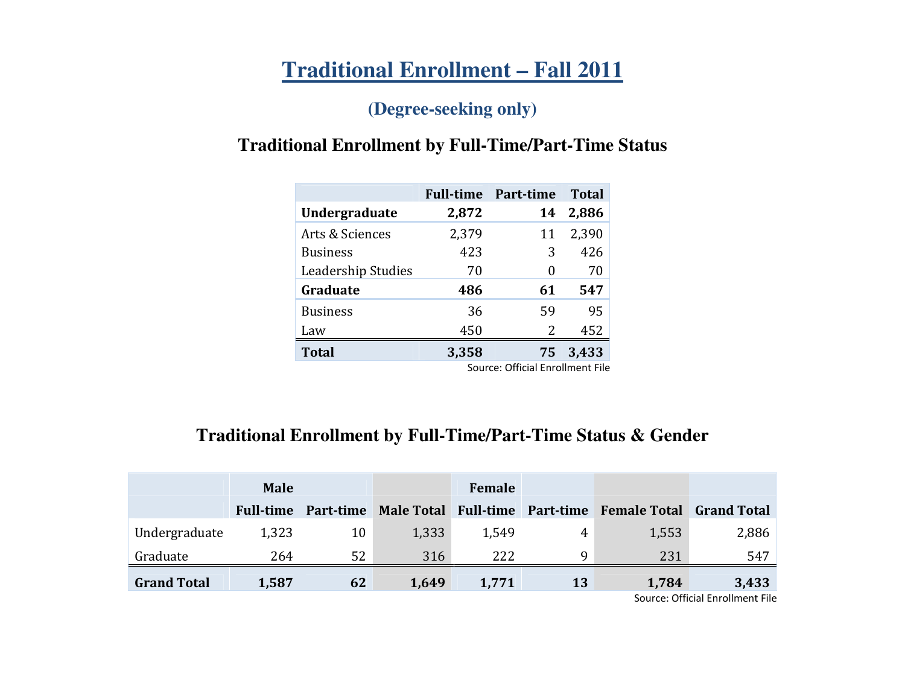# Traditional Enrollment – Fall 2011

### (Degree-seeking only)

## Traditional Enrollment by Full-Time/Part-Time Status

| | Full-time | Part-time | Total |
|---|---|---|---|
| **Undergraduate** | **2,872** | **14** | **2,886** |
| Arts & Sciences | 2,379 | 11 | 2,390 |
| Business | 423 | 3 | 426 |
| Leadership Studies | 70 | 0 | 70 |
| **Graduate** | **486** | **61** | **547** |
| Business | 36 | 59 | 95 |
| Law | 450 | 2 | 452 |
| **Total** | **3,358** | **75** | **3,433** |

Source: Official Enrollment File

## Traditional Enrollment by Full-Time/Part-Time Status & Gender

| | Male | | | Female | | | |
|---|---|---|---|---|---|---|---|
| | Full-time | Part-time | Male Total | Full-time | Part-time | Female Total | Grand Total |
| Undergraduate | 1,323 | 10 | 1,333 | 1,549 | 4 | 1,553 | 2,886 |
| Graduate | 264 | 52 | 316 | 222 | 9 | 231 | 547 |
| **Grand Total** | **1,587** | **62** | **1,649** | **1,771** | **13** | **1,784** | **3,433** |

Source: Official Enrollment File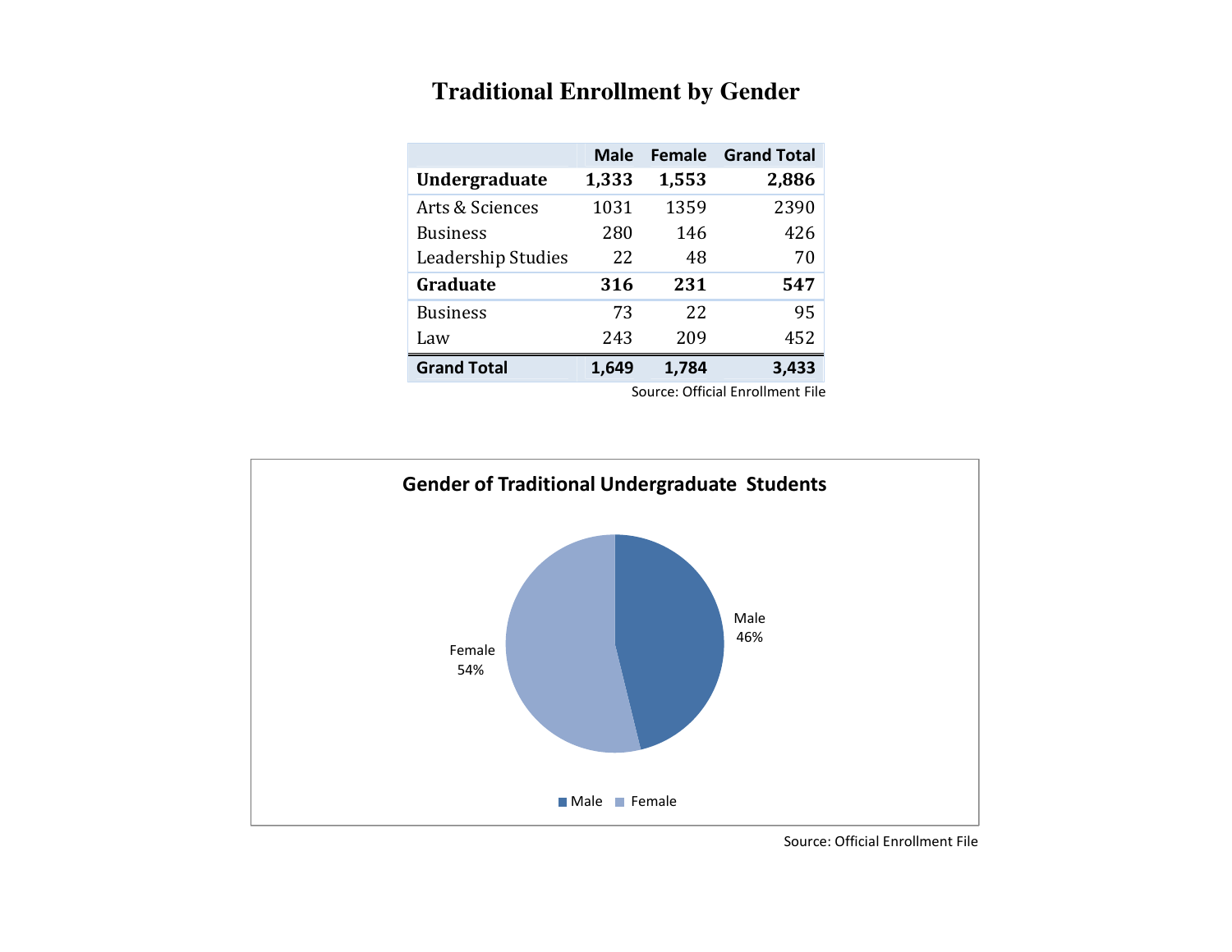# Traditional Enrollment by Gender

| | Male | Female | Grand Total |
|---|---|---|---|
| **Undergraduate** | **1,333** | **1,553** | **2,886** |
| Arts & Sciences | 1031 | 1359 | 2390 |
| Business | 280 | 146 | 426 |
| Leadership Studies | 22 | 48 | 70 |
| **Graduate** | **316** | **231** | **547** |
| Business | 73 | 22 | 95 |
| Law | 243 | 209 | 452 |
| **Grand Total** | **1,649** | **1,784** | **3,433** |

Source: Official Enrollment File

**Gender of Traditional Undergraduate Students**

| Gender | Percent |
|---|---|
| Male | 46% |
| Female | 54% |

Source: Official Enrollment File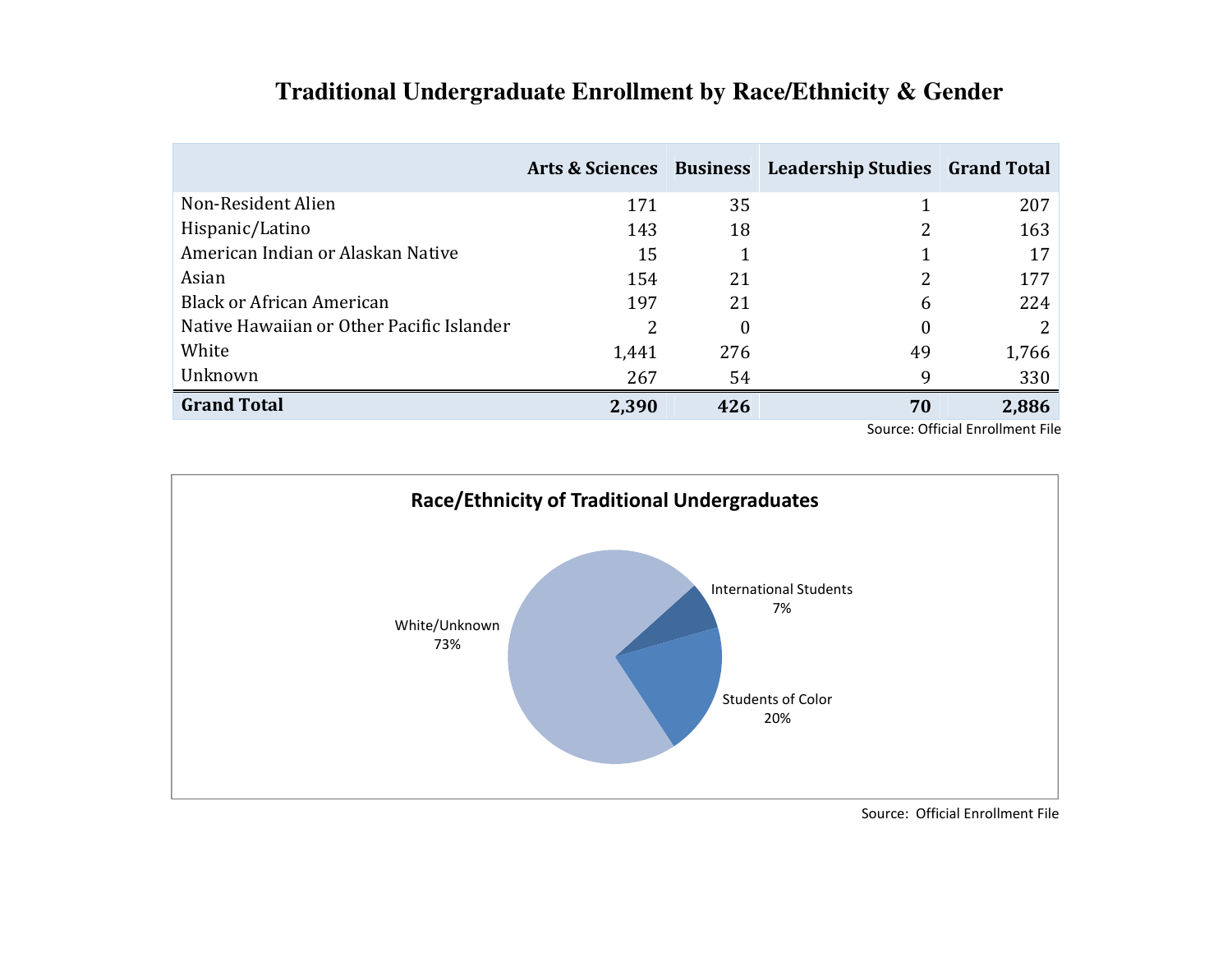# Traditional Undergraduate Enrollment by Race/Ethnicity & Gender

| | Arts & Sciences | Business | Leadership Studies | Grand Total |
|---|---|---|---|---|
| Non-Resident Alien | 171 | 35 | 1 | 207 |
| Hispanic/Latino | 143 | 18 | 2 | 163 |
| American Indian or Alaskan Native | 15 | 1 | 1 | 17 |
| Asian | 154 | 21 | 2 | 177 |
| Black or African American | 197 | 21 | 6 | 224 |
| Native Hawaiian or Other Pacific Islander | 2 | 0 | 0 | 2 |
| White | 1,441 | 276 | 49 | 1,766 |
| Unknown | 267 | 54 | 9 | 330 |
| **Grand Total** | **2,390** | **426** | **70** | **2,886** |

Source: Official Enrollment File

**Race/Ethnicity of Traditional Undergraduates**

White/Unknown 73%
International Students 7%
Students of Color 20%

Source: Official Enrollment File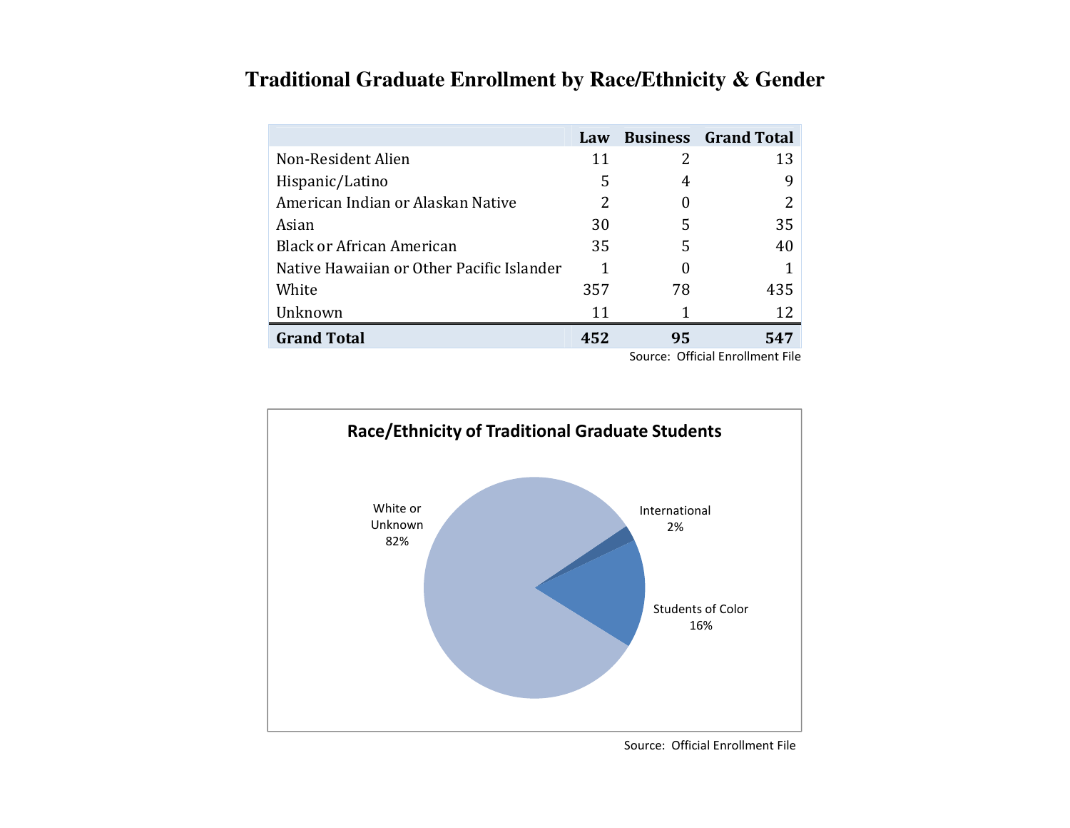# Traditional Graduate Enrollment by Race/Ethnicity & Gender

| | Law | Business | Grand Total |
|---|---|---|---|
| Non-Resident Alien | 11 | 2 | 13 |
| Hispanic/Latino | 5 | 4 | 9 |
| American Indian or Alaskan Native | 2 | 0 | 2 |
| Asian | 30 | 5 | 35 |
| Black or African American | 35 | 5 | 40 |
| Native Hawaiian or Other Pacific Islander | 1 | 0 | 1 |
| White | 357 | 78 | 435 |
| Unknown | 11 | 1 | 12 |
| **Grand Total** | **452** | **95** | **547** |

Source: Official Enrollment File

**Race/Ethnicity of Traditional Graduate Students**

White or Unknown 82%

International 2%

Students of Color 16%

Source: Official Enrollment File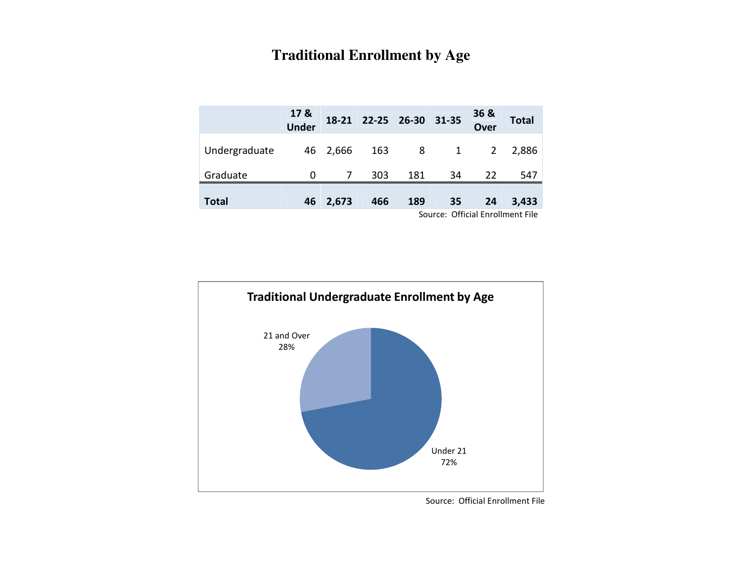# Traditional Enrollment by Age

| | 17 & Under | 18-21 | 22-25 | 26-30 | 31-35 | 36 & Over | Total |
|---|---|---|---|---|---|---|---|
| Undergraduate | 46 | 2,666 | 163 | 8 | 1 | 2 | 2,886 |
| Graduate | 0 | 7 | 303 | 181 | 34 | 22 | 547 |
| **Total** | **46** | **2,673** | **466** | **189** | **35** | **24** | **3,433** |

Source: Official Enrollment File

**Traditional Undergraduate Enrollment by Age**

21 and Over
28%

Under 21
72%

Source: Official Enrollment File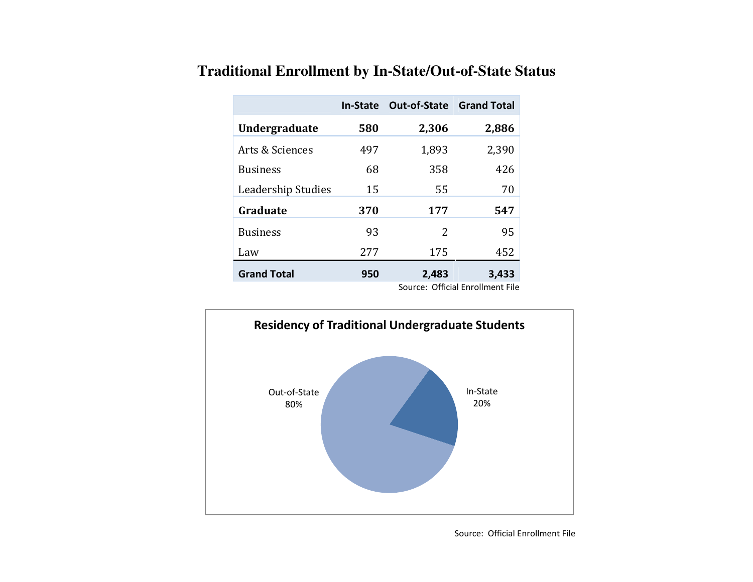# Traditional Enrollment by In-State/Out-of-State Status

| | In-State | Out-of-State | Grand Total |
|---|---|---|---|
| **Undergraduate** | **580** | **2,306** | **2,886** |
| Arts & Sciences | 497 | 1,893 | 2,390 |
| Business | 68 | 358 | 426 |
| Leadership Studies | 15 | 55 | 70 |
| **Graduate** | **370** | **177** | **547** |
| Business | 93 | 2 | 95 |
| Law | 277 | 175 | 452 |
| **Grand Total** | **950** | **2,483** | **3,433** |

Source: Official Enrollment File

**Residency of Traditional Undergraduate Students**

Out-of-State 80%

In-State 20%

Source: Official Enrollment File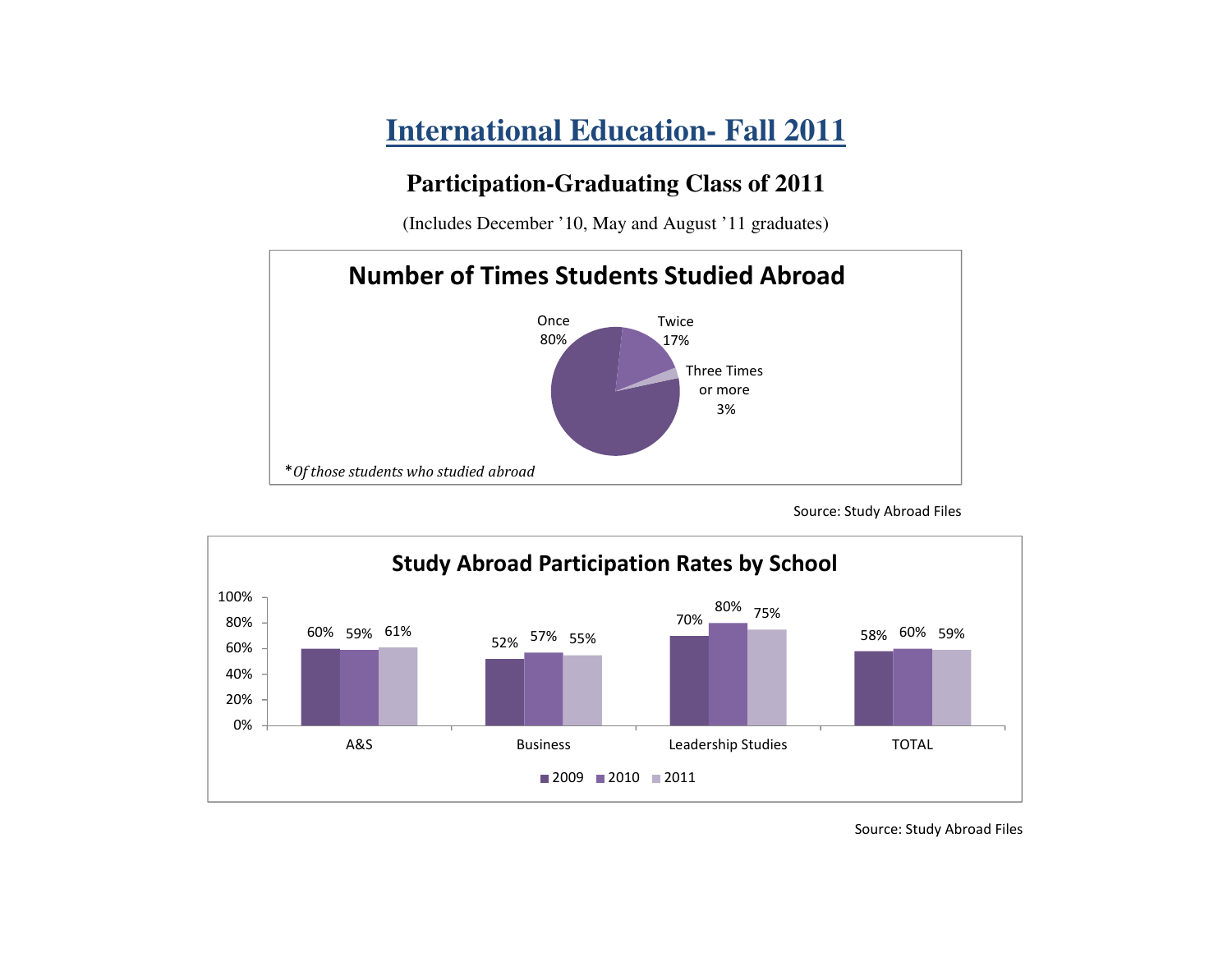# International Education- Fall 2011

## Participation-Graduating Class of 2011

(Includes December '10, May and August '11 graduates)

### Number of Times Students Studied Abroad

| Number of Times | Percent |
|---|---|
| Once | 80% |
| Twice | 17% |
| Three Times or more | 3% |

**Of those students who studied abroad*

Source: Study Abroad Files

### Study Abroad Participation Rates by School

| School | 2009 | 2010 | 2011 |
|---|---|---|---|
| A&S | 60% | 59% | 61% |
| Business | 52% | 57% | 55% |
| Leadership Studies | 70% | 80% | 75% |
| TOTAL | 58% | 60% | 59% |

Source: Study Abroad Files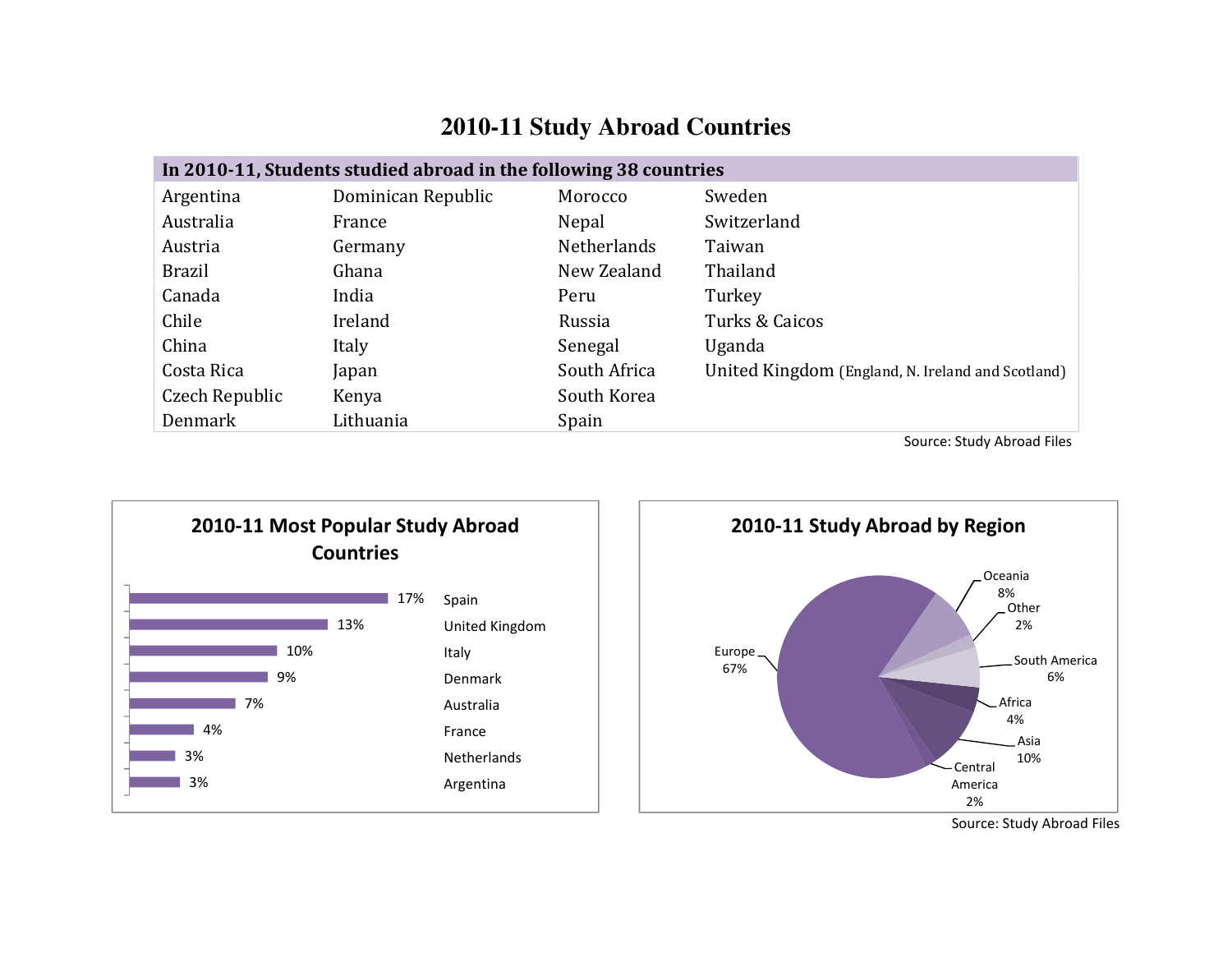# 2010-11 Study Abroad Countries

| In 2010-11, Students studied abroad in the following 38 countries | | | |
|---|---|---|---|
| Argentina | Dominican Republic | Morocco | Sweden |
| Australia | France | Nepal | Switzerland |
| Austria | Germany | Netherlands | Taiwan |
| Brazil | Ghana | New Zealand | Thailand |
| Canada | India | Peru | Turkey |
| Chile | Ireland | Russia | Turks & Caicos |
| China | Italy | Senegal | Uganda |
| Costa Rica | Japan | South Africa | United Kingdom (England, N. Ireland and Scotland) |
| Czech Republic | Kenya | South Korea | |
| Denmark | Lithuania | Spain | |

Source: Study Abroad Files

## 2010-11 Most Popular Study Abroad Countries

| Country | Percent |
|---|---|
| Spain | 17% |
| United Kingdom | 13% |
| Italy | 10% |
| Denmark | 9% |
| Australia | 7% |
| France | 4% |
| Netherlands | 3% |
| Argentina | 3% |

## 2010-11 Study Abroad by Region

| Region | Percent |
|---|---|
| Europe | 67% |
| Oceania | 8% |
| Other | 2% |
| South America | 6% |
| Africa | 4% |
| Asia | 10% |
| Central America | 2% |

Source: Study Abroad Files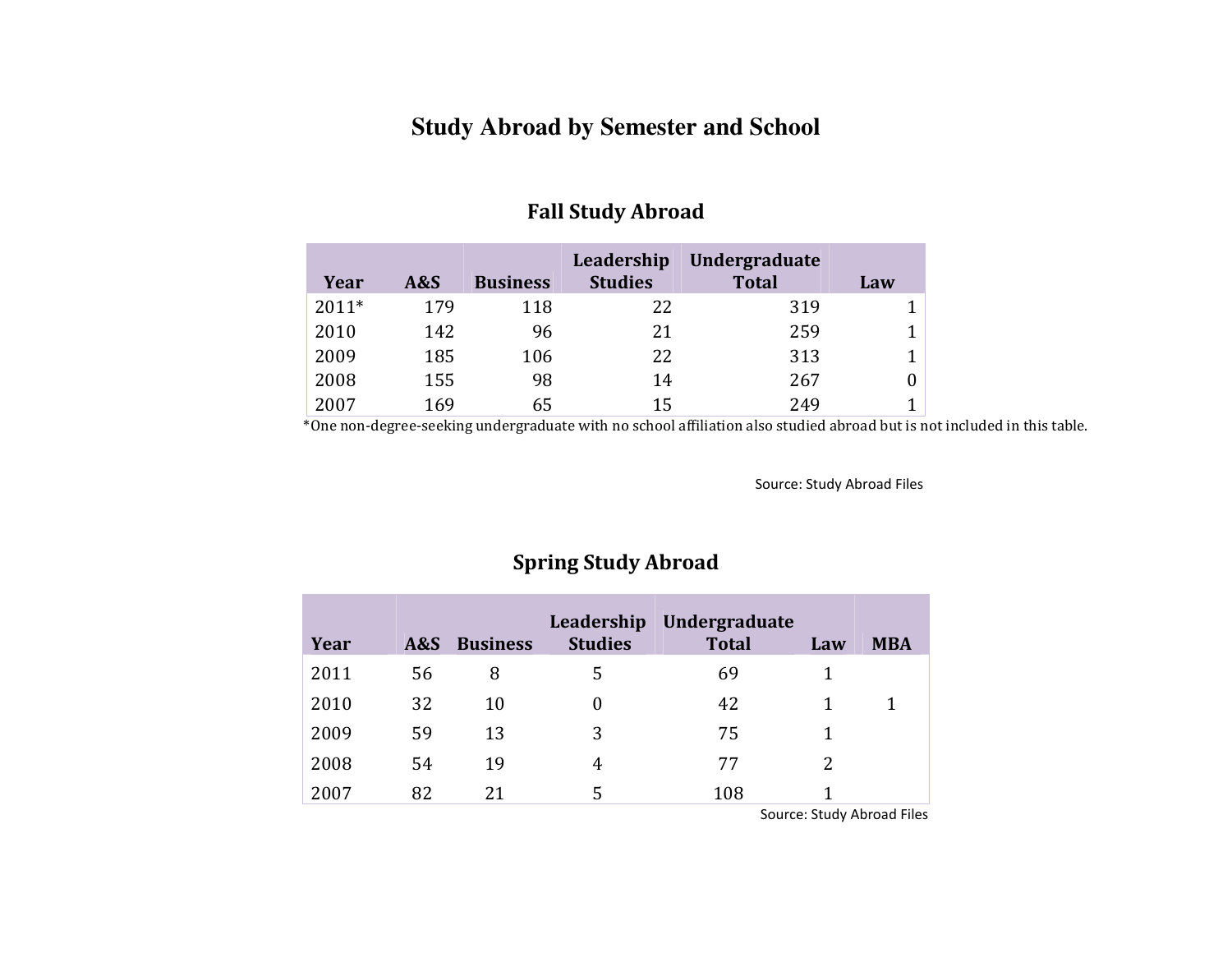# Study Abroad by Semester and School

## Fall Study Abroad

| Year | A&S | Business | Leadership Studies | Undergraduate Total | Law |
|---|---|---|---|---|---|
| 2011* | 179 | 118 | 22 | 319 | 1 |
| 2010 | 142 | 96 | 21 | 259 | 1 |
| 2009 | 185 | 106 | 22 | 313 | 1 |
| 2008 | 155 | 98 | 14 | 267 | 0 |
| 2007 | 169 | 65 | 15 | 249 | 1 |

*One non-degree-seeking undergraduate with no school affiliation also studied abroad but is not included in this table.

Source: Study Abroad Files

## Spring Study Abroad

| Year | A&S | Business | Leadership Studies | Undergraduate Total | Law | MBA |
|---|---|---|---|---|---|---|
| 2011 | 56 | 8 | 5 | 69 | 1 | |
| 2010 | 32 | 10 | 0 | 42 | 1 | 1 |
| 2009 | 59 | 13 | 3 | 75 | 1 | |
| 2008 | 54 | 19 | 4 | 77 | 2 | |
| 2007 | 82 | 21 | 5 | 108 | 1 | |

Source: Study Abroad Files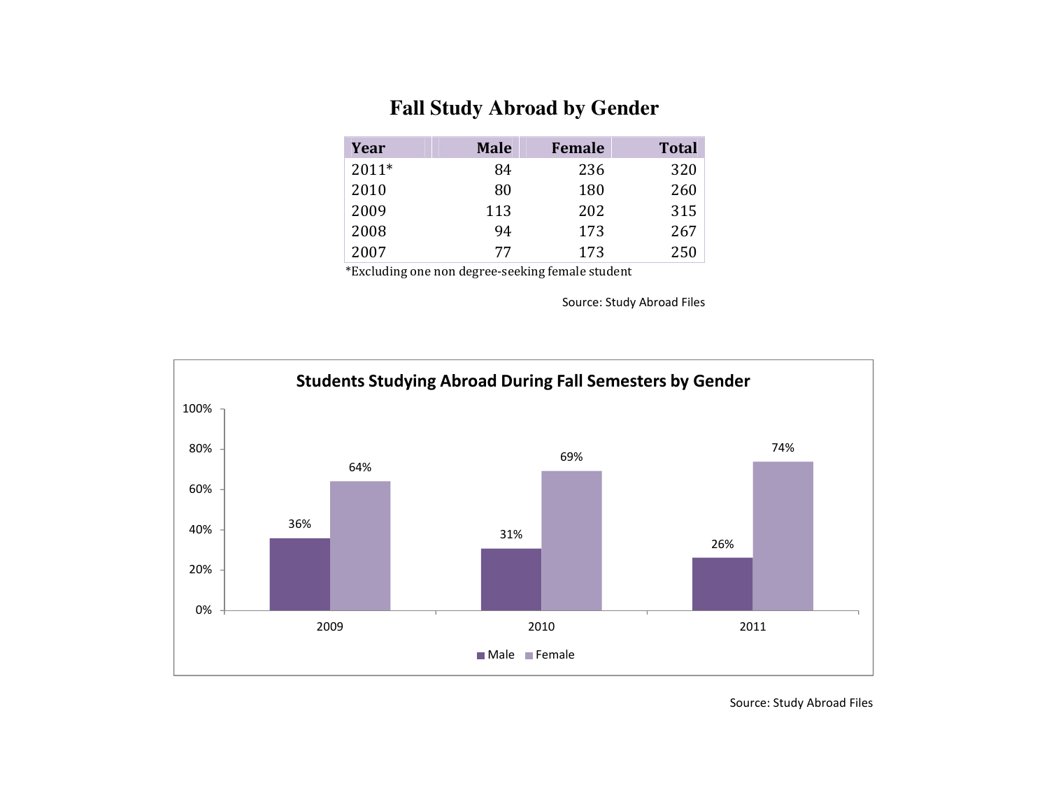# Fall Study Abroad by Gender

| Year | Male | Female | Total |
|---|---|---|---|
| 2011* | 84 | 236 | 320 |
| 2010 | 80 | 180 | 260 |
| 2009 | 113 | 202 | 315 |
| 2008 | 94 | 173 | 267 |
| 2007 | 77 | 173 | 250 |

*Excluding one non degree-seeking female student

Source: Study Abroad Files

**Students Studying Abroad During Fall Semesters by Gender**

| Year | Male | Female |
|---|---|---|
| 2009 | 36% | 64% |
| 2010 | 31% | 69% |
| 2011 | 26% | 74% |

Source: Study Abroad Files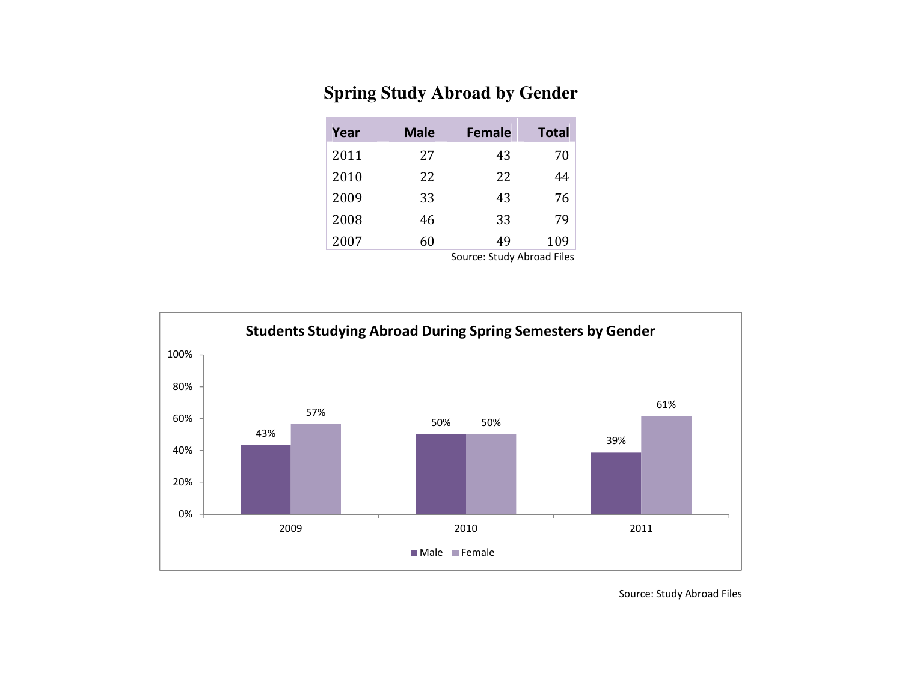## Spring Study Abroad by Gender

| Year | Male | Female | Total |
|---|---|---|---|
| 2011 | 27 | 43 | 70 |
| 2010 | 22 | 22 | 44 |
| 2009 | 33 | 43 | 76 |
| 2008 | 46 | 33 | 79 |
| 2007 | 60 | 49 | 109 |

Source: Study Abroad Files

**Students Studying Abroad During Spring Semesters by Gender**

| Year | Male | Female |
|---|---|---|
| 2009 | 43% | 57% |
| 2010 | 50% | 50% |
| 2011 | 39% | 61% |

Source: Study Abroad Files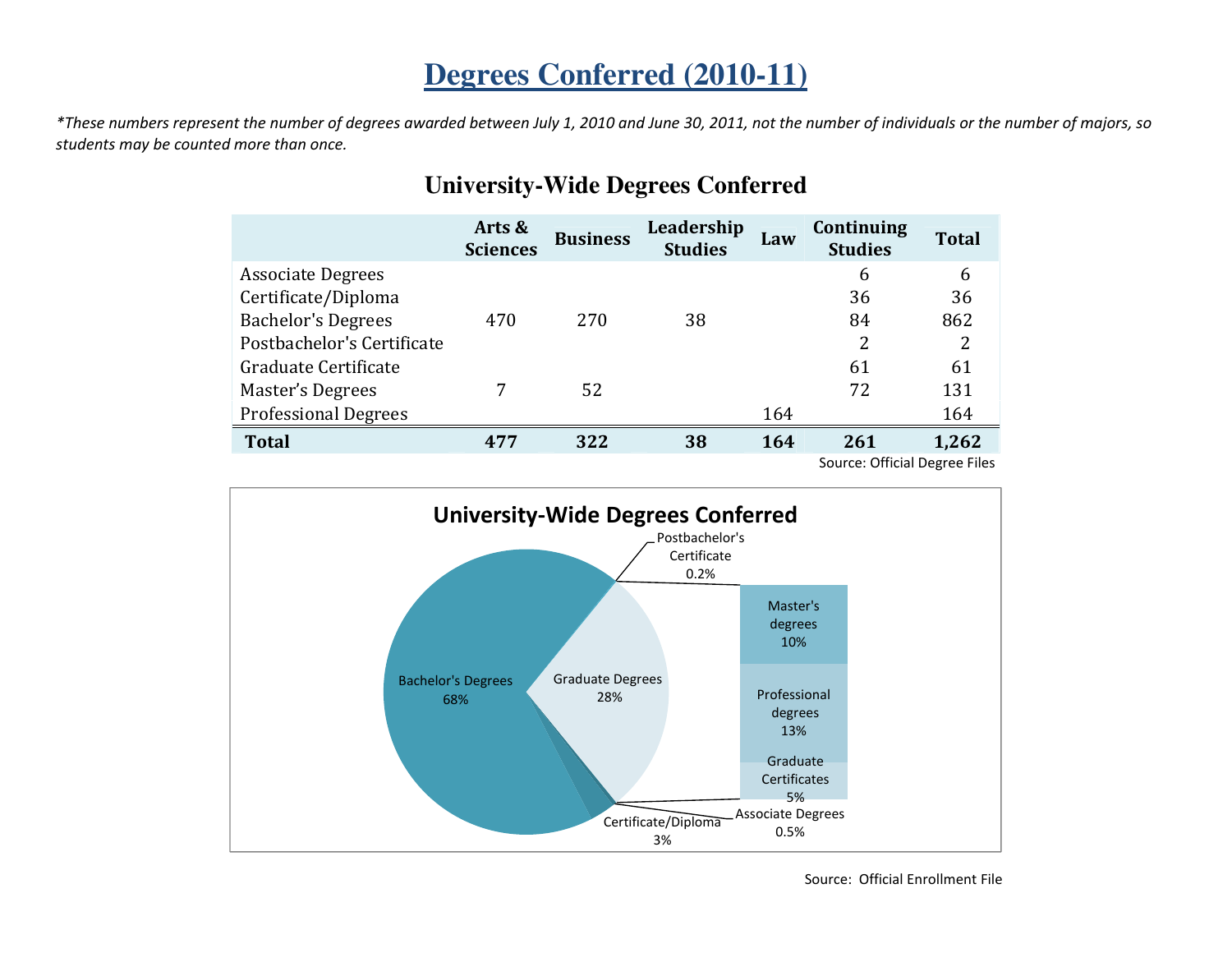# Degrees Conferred (2010-11)

*\*These numbers represent the number of degrees awarded between July 1, 2010 and June 30, 2011, not the number of individuals or the number of majors, so students may be counted more than once.*

## University-Wide Degrees Conferred

| | Arts & Sciences | Business | Leadership Studies | Law | Continuing Studies | Total |
|---|---|---|---|---|---|---|
| Associate Degrees | | | | | 6 | 6 |
| Certificate/Diploma | | | | | 36 | 36 |
| Bachelor's Degrees | 470 | 270 | 38 | | 84 | 862 |
| Postbachelor's Certificate | | | | | 2 | 2 |
| Graduate Certificate | | | | | 61 | 61 |
| Master's Degrees | 7 | 52 | | | 72 | 131 |
| Professional Degrees | | | | 164 | | 164 |
| **Total** | **477** | **322** | **38** | **164** | **261** | **1,262** |

Source: Official Degree Files

**University-Wide Degrees Conferred**

- Bachelor's Degrees 68%
- Graduate Degrees 28%
  - Master's degrees 10%
  - Professional degrees 13%
  - Graduate Certificates 5%
- Certificate/Diploma 3%
- Associate Degrees 0.5%
- Postbachelor's Certificate 0.2%

Source: Official Enrollment File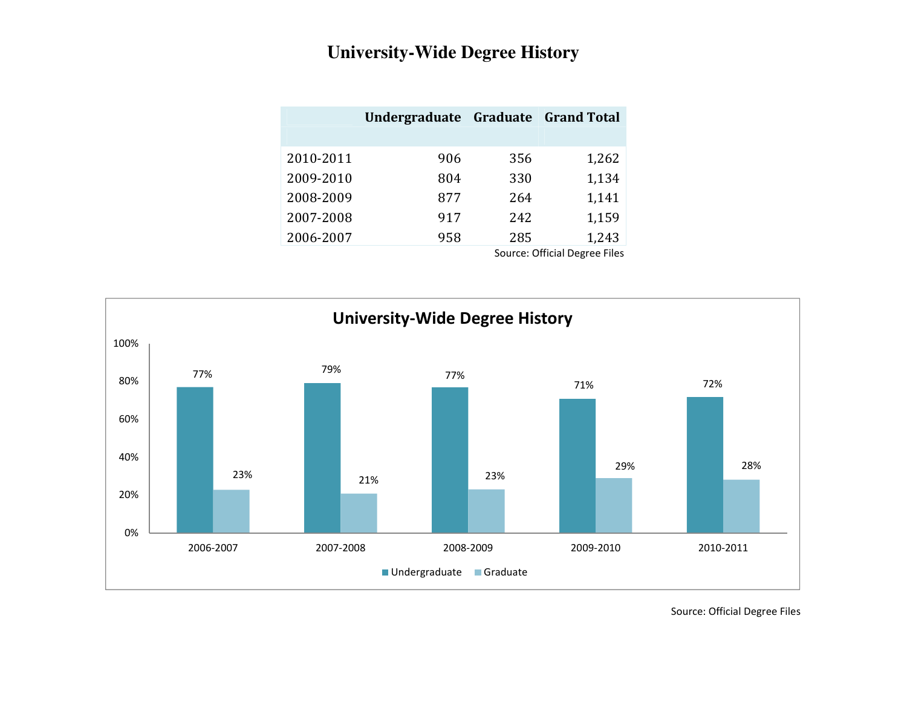# University-Wide Degree History

| | Undergraduate | Graduate | Grand Total |
|---|---|---|---|
| 2010-2011 | 906 | 356 | 1,262 |
| 2009-2010 | 804 | 330 | 1,134 |
| 2008-2009 | 877 | 264 | 1,141 |
| 2007-2008 | 917 | 242 | 1,159 |
| 2006-2007 | 958 | 285 | 1,243 |

Source: Official Degree Files

## University-Wide Degree History

| | Undergraduate | Graduate |
|---|---|---|
| 2006-2007 | 77% | 23% |
| 2007-2008 | 79% | 21% |
| 2008-2009 | 77% | 23% |
| 2009-2010 | 71% | 29% |
| 2010-2011 | 72% | 28% |

Source: Official Degree Files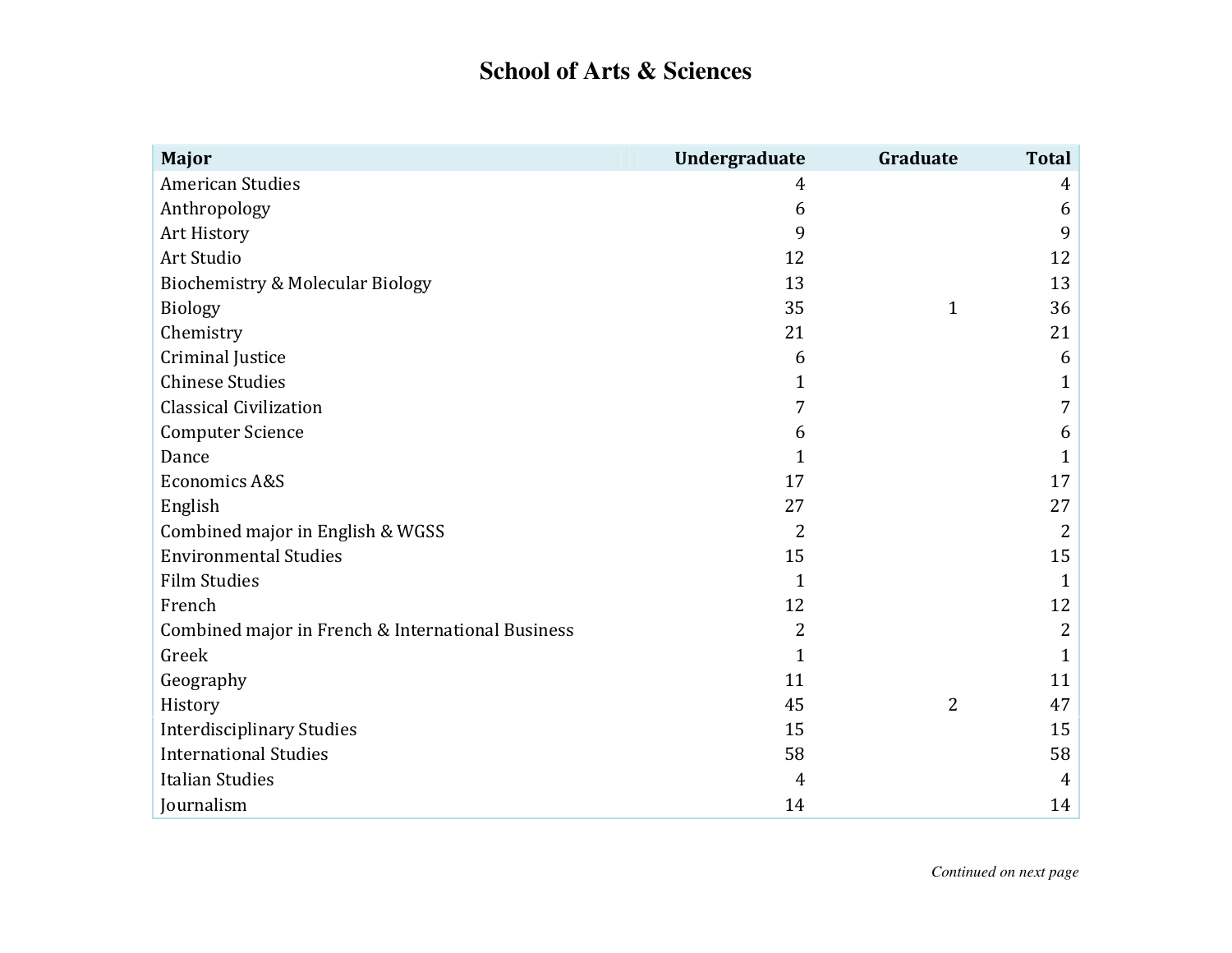# School of Arts & Sciences

| Major | Undergraduate | Graduate | Total |
|---|---|---|---|
| American Studies | 4 | | 4 |
| Anthropology | 6 | | 6 |
| Art History | 9 | | 9 |
| Art Studio | 12 | | 12 |
| Biochemistry & Molecular Biology | 13 | | 13 |
| Biology | 35 | 1 | 36 |
| Chemistry | 21 | | 21 |
| Criminal Justice | 6 | | 6 |
| Chinese Studies | 1 | | 1 |
| Classical Civilization | 7 | | 7 |
| Computer Science | 6 | | 6 |
| Dance | 1 | | 1 |
| Economics A&S | 17 | | 17 |
| English | 27 | | 27 |
| Combined major in English & WGSS | 2 | | 2 |
| Environmental Studies | 15 | | 15 |
| Film Studies | 1 | | 1 |
| French | 12 | | 12 |
| Combined major in French & International Business | 2 | | 2 |
| Greek | 1 | | 1 |
| Geography | 11 | | 11 |
| History | 45 | 2 | 47 |
| Interdisciplinary Studies | 15 | | 15 |
| International Studies | 58 | | 58 |
| Italian Studies | 4 | | 4 |
| Journalism | 14 | | 14 |

*Continued on next page*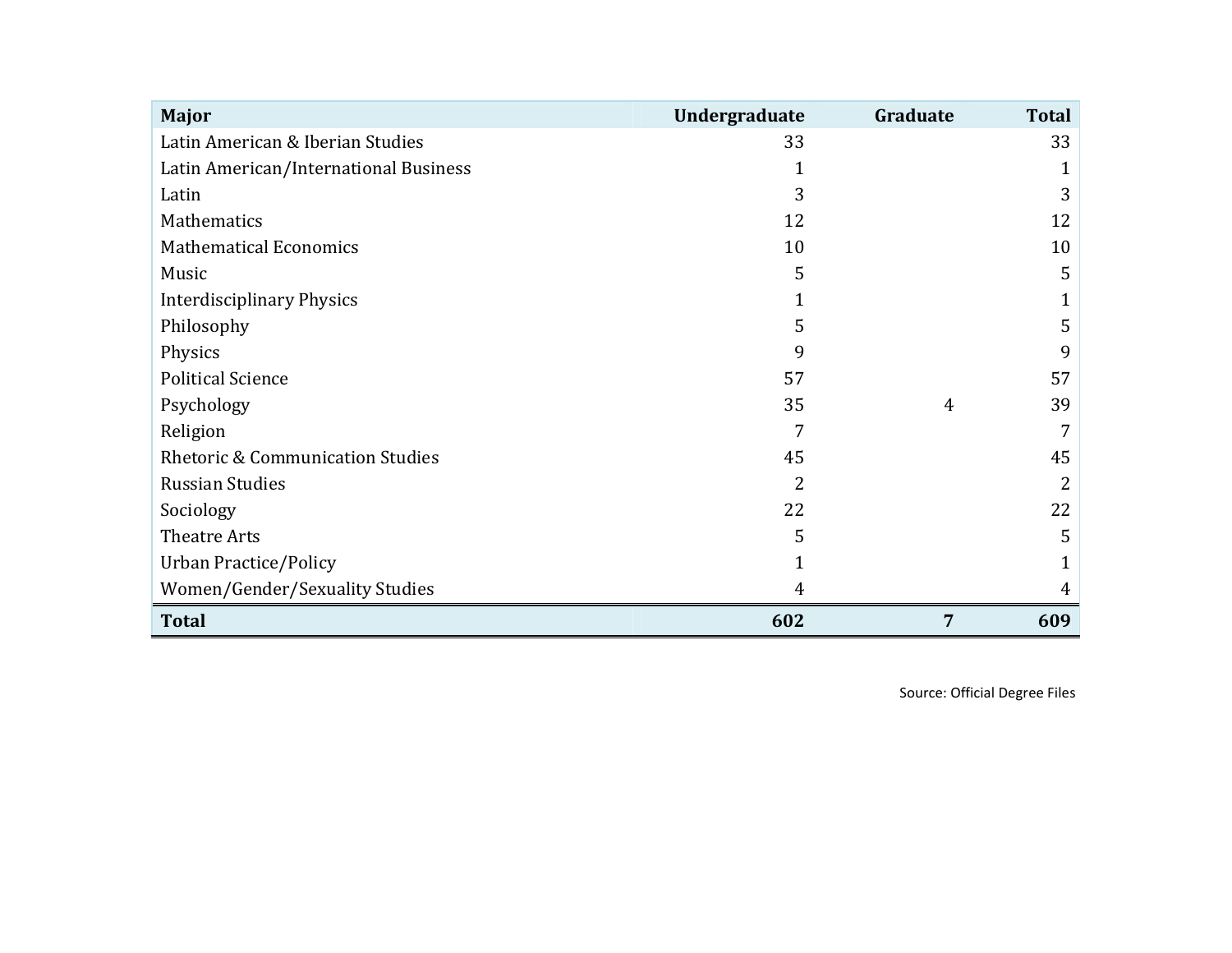| Major | Undergraduate | Graduate | Total |
| --- | --- | --- | --- |
| Latin American & Iberian Studies | 33 | | 33 |
| Latin American/International Business | 1 | | 1 |
| Latin | 3 | | 3 |
| Mathematics | 12 | | 12 |
| Mathematical Economics | 10 | | 10 |
| Music | 5 | | 5 |
| Interdisciplinary Physics | 1 | | 1 |
| Philosophy | 5 | | 5 |
| Physics | 9 | | 9 |
| Political Science | 57 | | 57 |
| Psychology | 35 | 4 | 39 |
| Religion | 7 | | 7 |
| Rhetoric & Communication Studies | 45 | | 45 |
| Russian Studies | 2 | | 2 |
| Sociology | 22 | | 22 |
| Theatre Arts | 5 | | 5 |
| Urban Practice/Policy | 1 | | 1 |
| Women/Gender/Sexuality Studies | 4 | | 4 |
| **Total** | **602** | **7** | **609** |

Source: Official Degree Files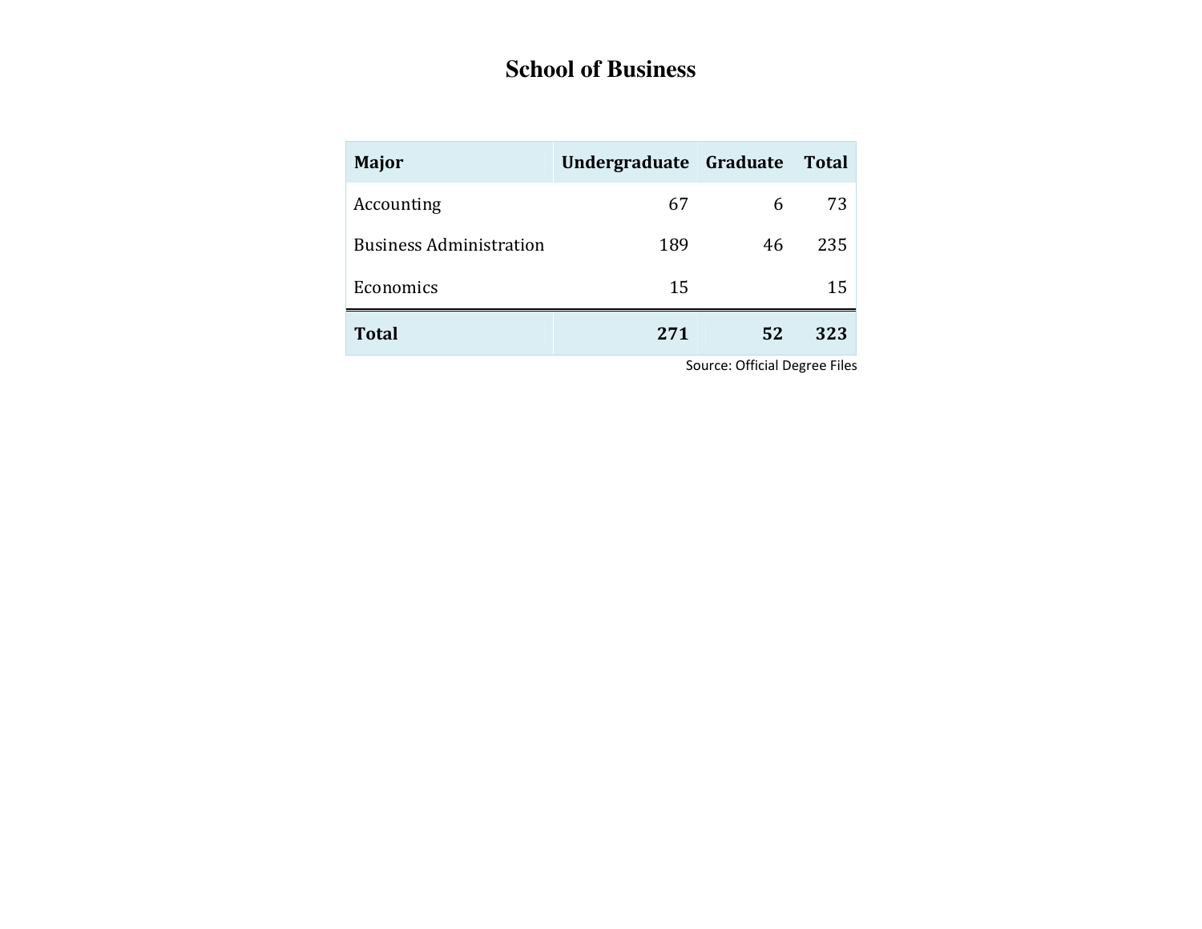# School of Business

| Major | Undergraduate | Graduate | Total |
|---|---|---|---|
| Accounting | 67 | 6 | 73 |
| Business Administration | 189 | 46 | 235 |
| Economics | 15 | | 15 |
| **Total** | **271** | **52** | **323** |

Source: Official Degree Files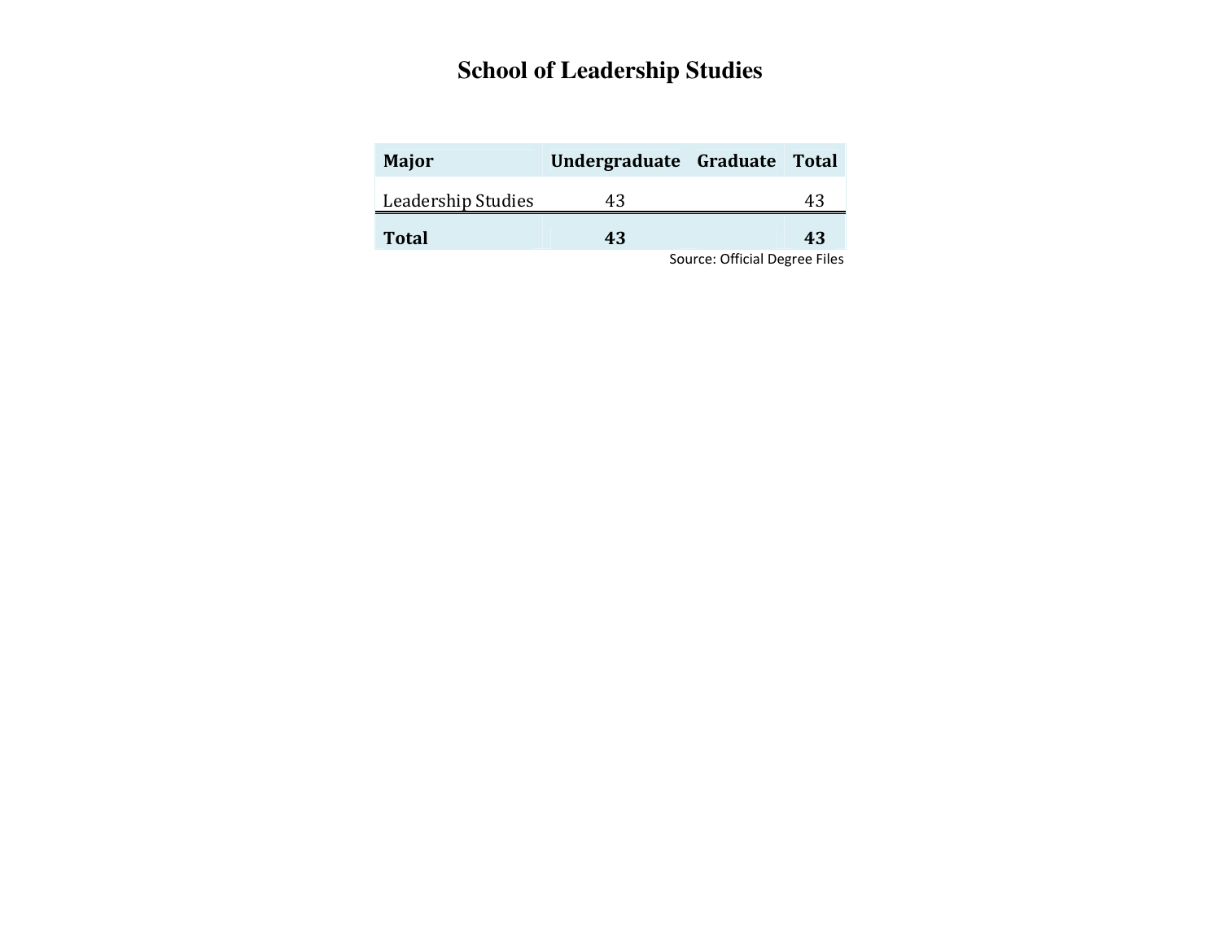# School of Leadership Studies

| Major | Undergraduate | Graduate | Total |
|---|---|---|---|
| Leadership Studies | 43 | | 43 |
| **Total** | **43** | | **43** |

Source: Official Degree Files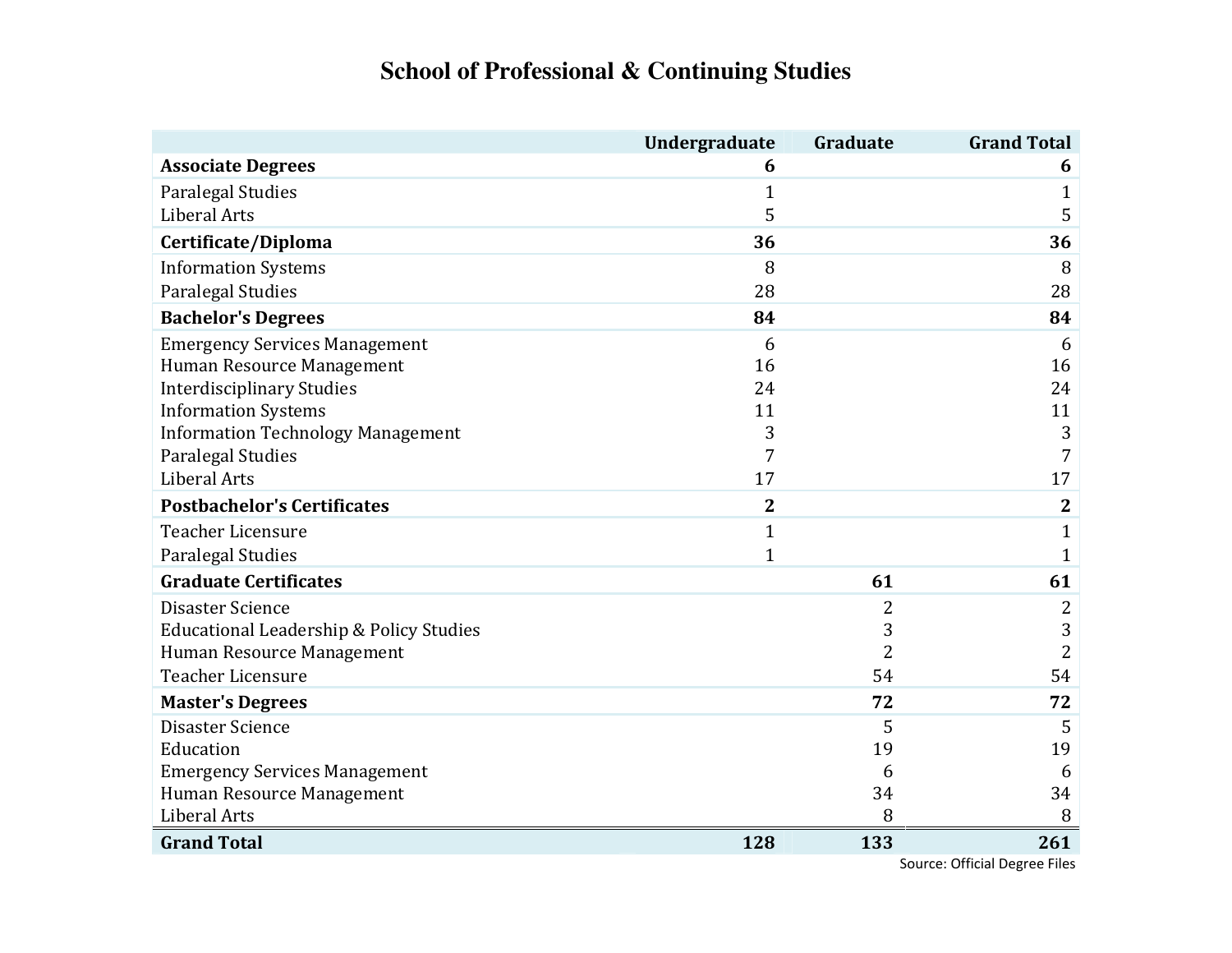# School of Professional & Continuing Studies

| | Undergraduate | Graduate | Grand Total |
|---|---|---|---|
| **Associate Degrees** | **6** | | **6** |
| Paralegal Studies | 1 | | 1 |
| Liberal Arts | 5 | | 5 |
| **Certificate/Diploma** | **36** | | **36** |
| Information Systems | 8 | | 8 |
| Paralegal Studies | 28 | | 28 |
| **Bachelor's Degrees** | **84** | | **84** |
| Emergency Services Management | 6 | | 6 |
| Human Resource Management | 16 | | 16 |
| Interdisciplinary Studies | 24 | | 24 |
| Information Systems | 11 | | 11 |
| Information Technology Management | 3 | | 3 |
| Paralegal Studies | 7 | | 7 |
| Liberal Arts | 17 | | 17 |
| **Postbachelor's Certificates** | **2** | | **2** |
| Teacher Licensure | 1 | | 1 |
| Paralegal Studies | 1 | | 1 |
| **Graduate Certificates** | | **61** | **61** |
| Disaster Science | | 2 | 2 |
| Educational Leadership & Policy Studies | | 3 | 3 |
| Human Resource Management | | 2 | 2 |
| Teacher Licensure | | 54 | 54 |
| **Master's Degrees** | | **72** | **72** |
| Disaster Science | | 5 | 5 |
| Education | | 19 | 19 |
| Emergency Services Management | | 6 | 6 |
| Human Resource Management | | 34 | 34 |
| Liberal Arts | | 8 | 8 |
| **Grand Total** | **128** | **133** | **261** |

Source: Official Degree Files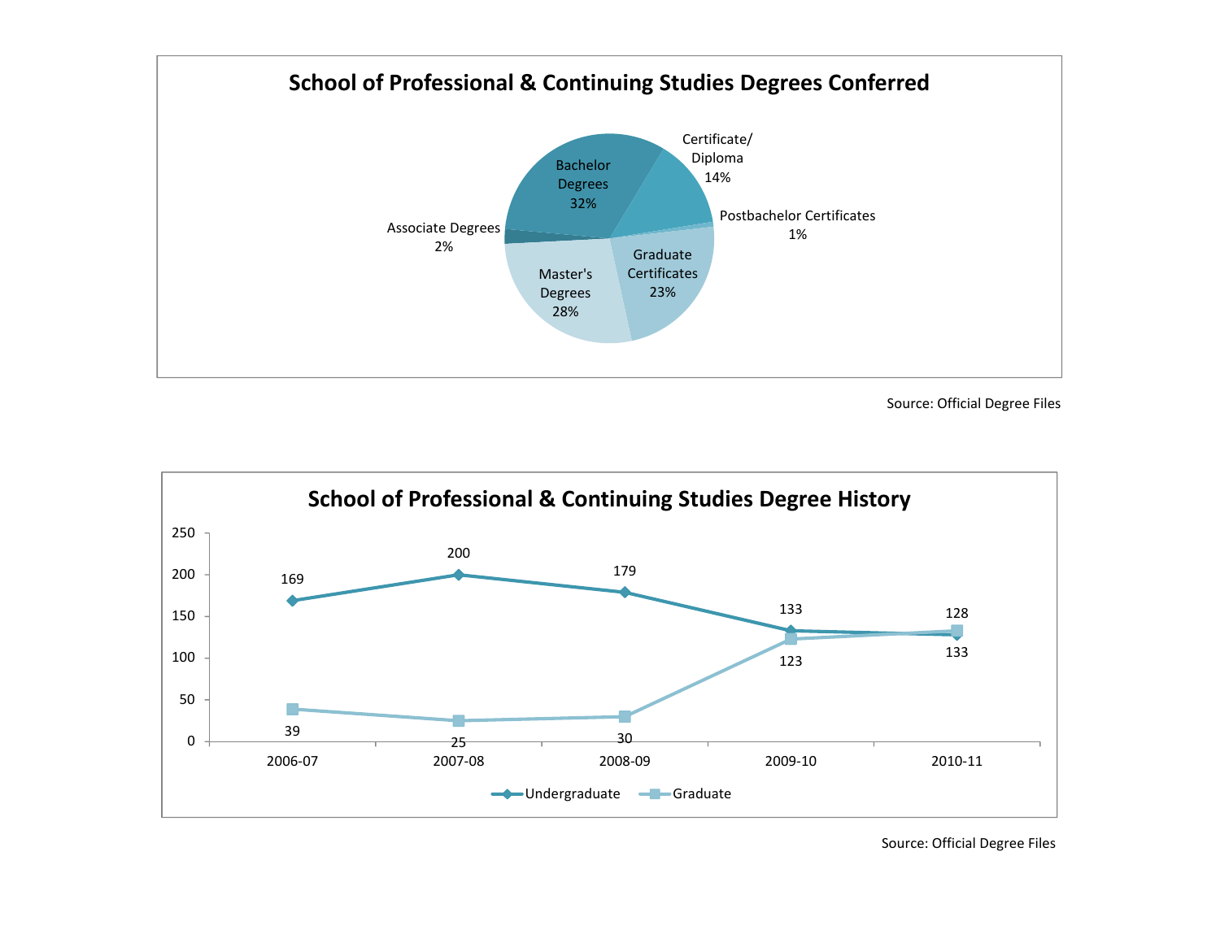## School of Professional & Continuing Studies Degrees Conferred

| Degree Type | Percent |
| --- | --- |
| Bachelor Degrees | 32% |
| Certificate/ Diploma | 14% |
| Postbachelor Certificates | 1% |
| Graduate Certificates | 23% |
| Master's Degrees | 28% |
| Associate Degrees | 2% |

Source: Official Degree Files

## School of Professional & Continuing Studies Degree History

| Year | Undergraduate | Graduate |
| --- | --- | --- |
| 2006-07 | 169 | 39 |
| 2007-08 | 200 | 25 |
| 2008-09 | 179 | 30 |
| 2009-10 | 133 | 123 |
| 2010-11 | 128 | 133 |

Source: Official Degree Files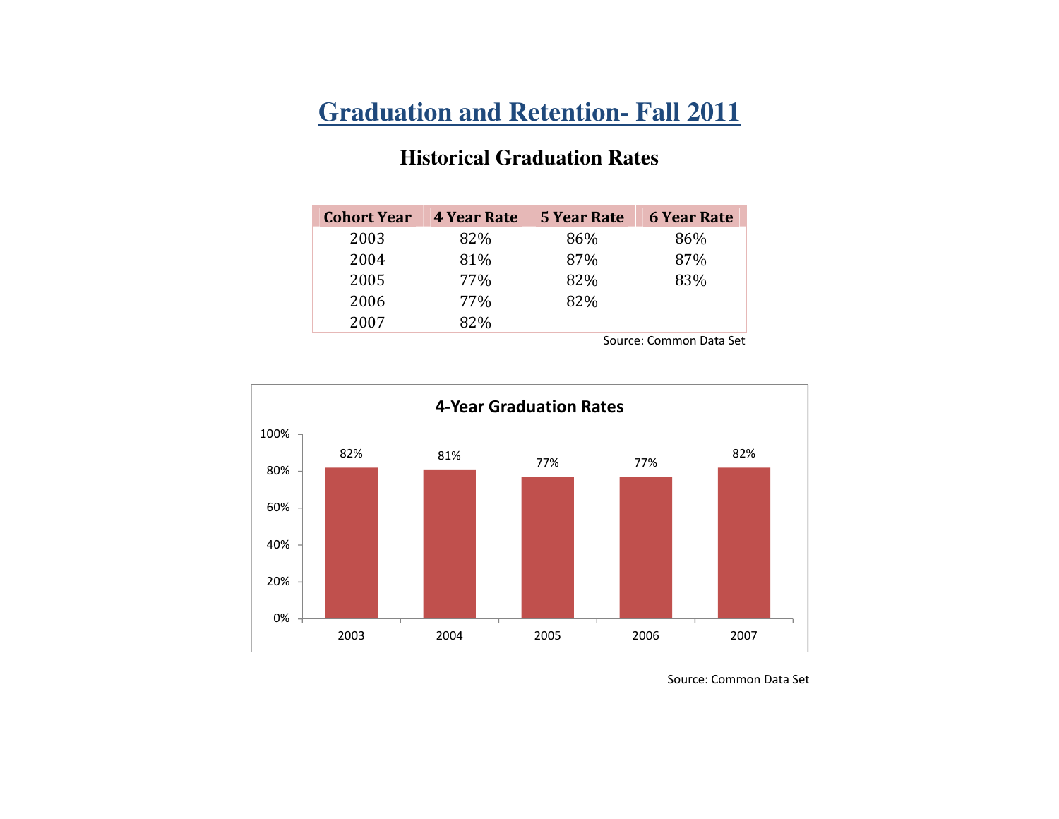# Graduation and Retention- Fall 2011

## Historical Graduation Rates

| Cohort Year | 4 Year Rate | 5 Year Rate | 6 Year Rate |
|---|---|---|---|
| 2003 | 82% | 86% | 86% |
| 2004 | 81% | 87% | 87% |
| 2005 | 77% | 82% | 83% |
| 2006 | 77% | 82% | |
| 2007 | 82% | | |

Source: Common Data Set

**4-Year Graduation Rates**

| Cohort Year | 4-Year Graduation Rate |
|---|---|
| 2003 | 82% |
| 2004 | 81% |
| 2005 | 77% |
| 2006 | 77% |
| 2007 | 82% |

Source: Common Data Set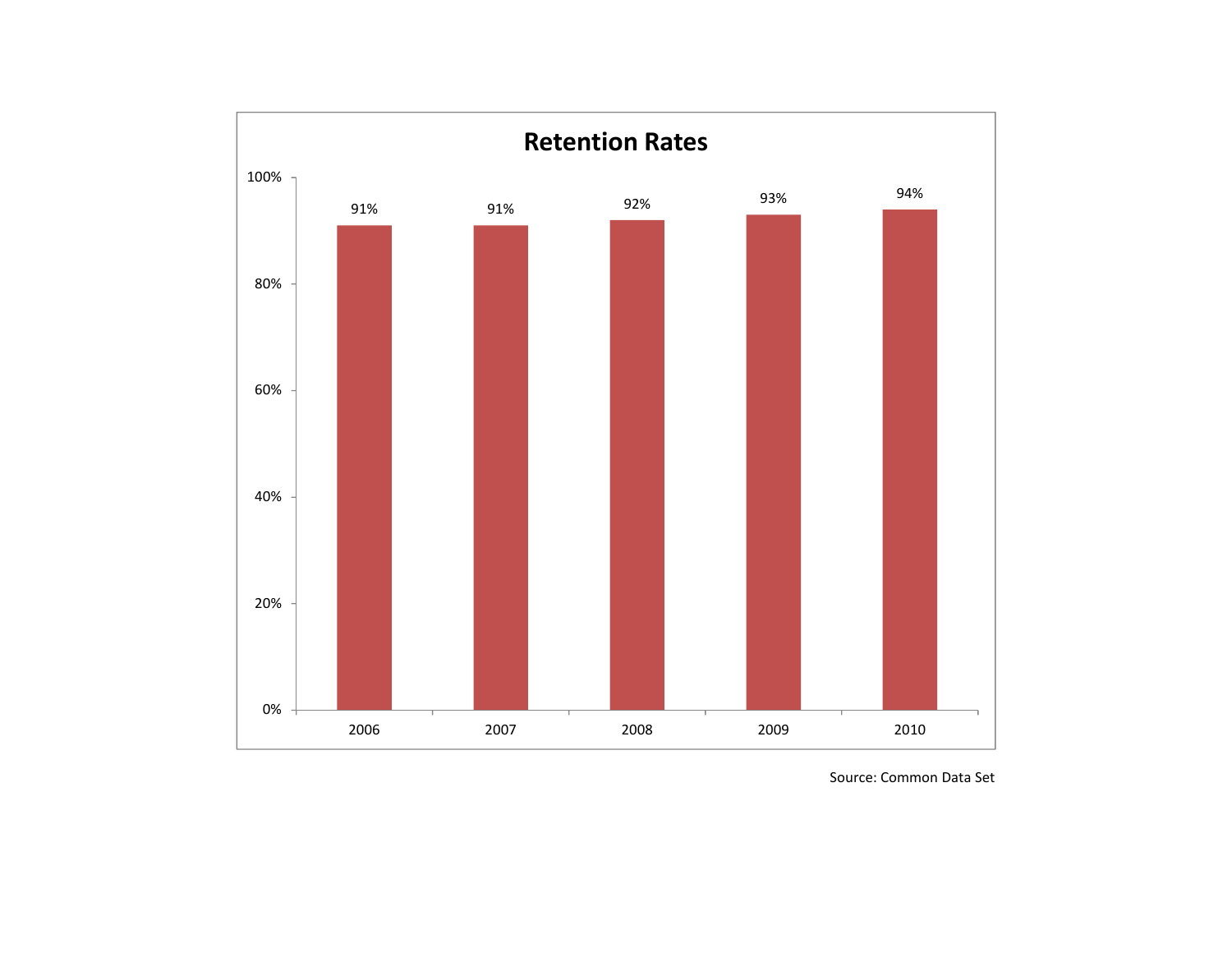## Retention Rates

| Year | Retention Rate |
|---|---|
| 2006 | 91% |
| 2007 | 91% |
| 2008 | 92% |
| 2009 | 93% |
| 2010 | 94% |

Source: Common Data Set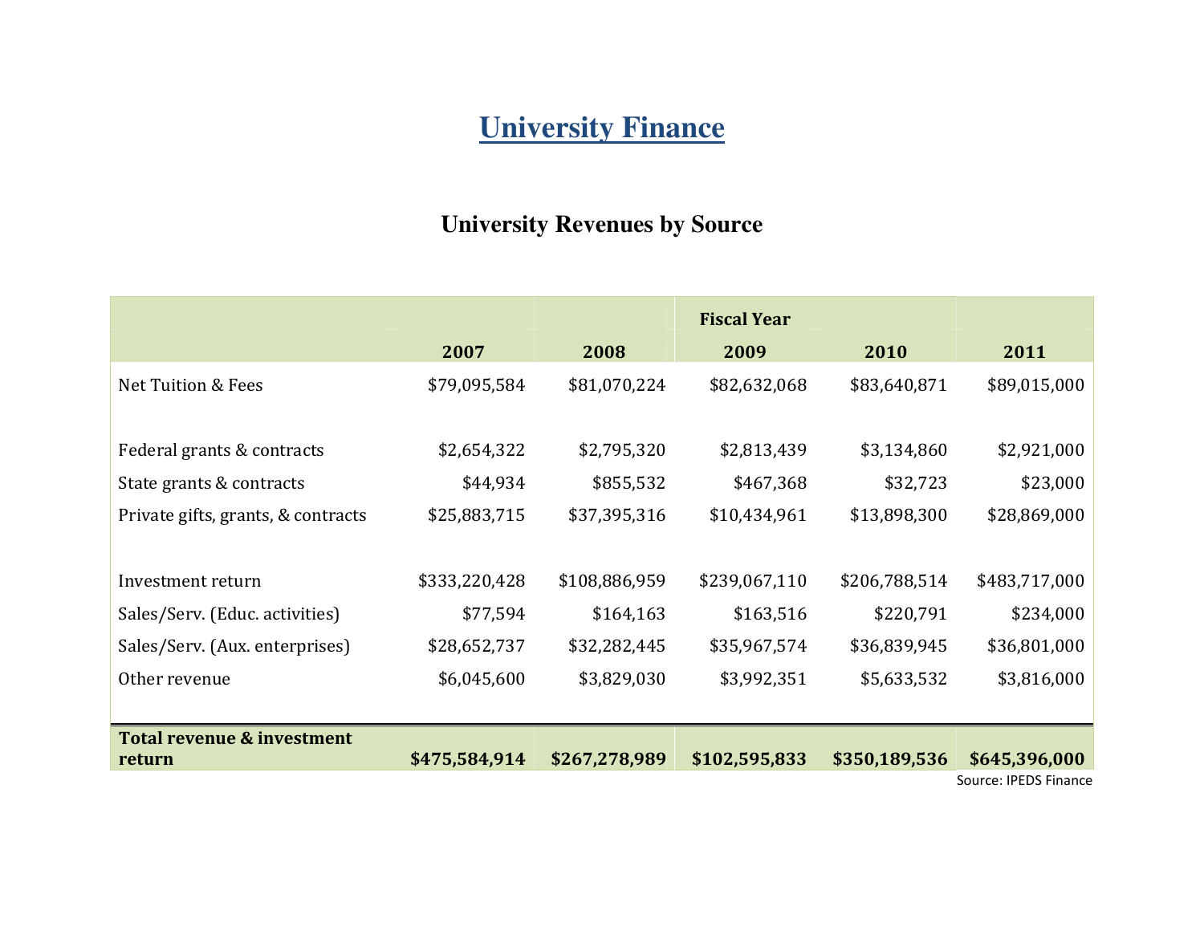# University Finance

## University Revenues by Source

| | Fiscal Year | | | | |
|---|---|---|---|---|---|
| | 2007 | 2008 | 2009 | 2010 | 2011 |
| Net Tuition & Fees | $79,095,584 | $81,070,224 | $82,632,068 | $83,640,871 | $89,015,000 |
| Federal grants & contracts | $2,654,322 | $2,795,320 | $2,813,439 | $3,134,860 | $2,921,000 |
| State grants & contracts | $44,934 | $855,532 | $467,368 | $32,723 | $23,000 |
| Private gifts, grants, & contracts | $25,883,715 | $37,395,316 | $10,434,961 | $13,898,300 | $28,869,000 |
| Investment return | $333,220,428 | $108,886,959 | $239,067,110 | $206,788,514 | $483,717,000 |
| Sales/Serv. (Educ. activities) | $77,594 | $164,163 | $163,516 | $220,791 | $234,000 |
| Sales/Serv. (Aux. enterprises) | $28,652,737 | $32,282,445 | $35,967,574 | $36,839,945 | $36,801,000 |
| Other revenue | $6,045,600 | $3,829,030 | $3,992,351 | $5,633,532 | $3,816,000 |
| **Total revenue & investment return** | **$475,584,914** | **$267,278,989** | **$102,595,833** | **$350,189,536** | **$645,396,000** |

Source: IPEDS Finance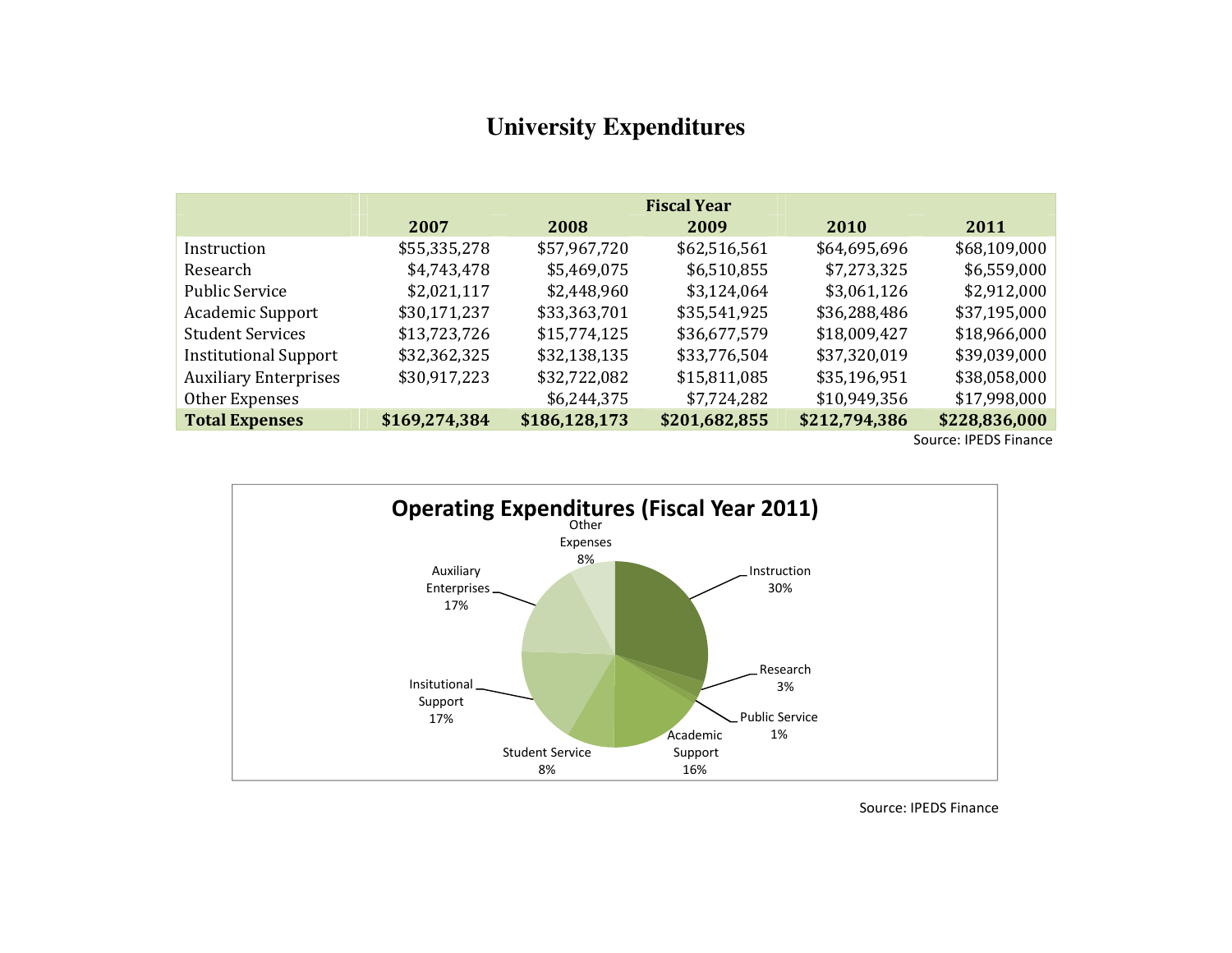# University Expenditures

| | Fiscal Year | | | | |
|---|---|---|---|---|---|
| | 2007 | 2008 | 2009 | 2010 | 2011 |
| Instruction | $55,335,278 | $57,967,720 | $62,516,561 | $64,695,696 | $68,109,000 |
| Research | $4,743,478 | $5,469,075 | $6,510,855 | $7,273,325 | $6,559,000 |
| Public Service | $2,021,117 | $2,448,960 | $3,124,064 | $3,061,126 | $2,912,000 |
| Academic Support | $30,171,237 | $33,363,701 | $35,541,925 | $36,288,486 | $37,195,000 |
| Student Services | $13,723,726 | $15,774,125 | $36,677,579 | $18,009,427 | $18,966,000 |
| Institutional Support | $32,362,325 | $32,138,135 | $33,776,504 | $37,320,019 | $39,039,000 |
| Auxiliary Enterprises | $30,917,223 | $32,722,082 | $15,811,085 | $35,196,951 | $38,058,000 |
| Other Expenses | | $6,244,375 | $7,724,282 | $10,949,356 | $17,998,000 |
| **Total Expenses** | **$169,274,384** | **$186,128,173** | **$201,682,855** | **$212,794,386** | **$228,836,000** |

Source: IPEDS Finance

## Operating Expenditures (Fiscal Year 2011)

| Category | Percent |
|---|---|
| Instruction | 30% |
| Research | 3% |
| Public Service | 1% |
| Academic Support | 16% |
| Student Service | 8% |
| Insitutional Support | 17% |
| Auxiliary Enterprises | 17% |
| Other Expenses | 8% |

Source: IPEDS Finance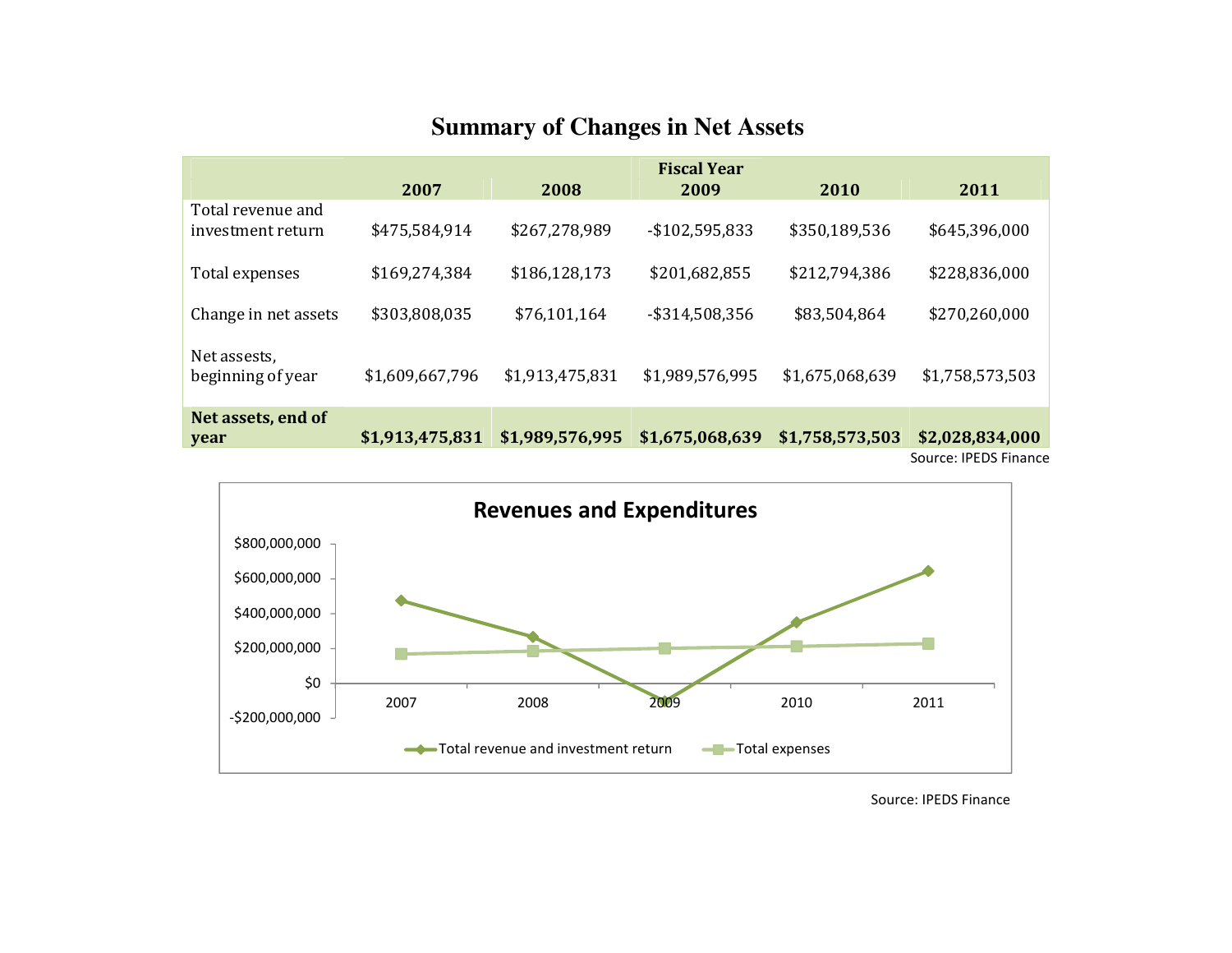## Summary of Changes in Net Assets

| | Fiscal Year | | | | |
|---|---|---|---|---|---|
| | 2007 | 2008 | 2009 | 2010 | 2011 |
| Total revenue and investment return | $475,584,914 | $267,278,989 | -$102,595,833 | $350,189,536 | $645,396,000 |
| Total expenses | $169,274,384 | $186,128,173 | $201,682,855 | $212,794,386 | $228,836,000 |
| Change in net assets | $303,808,035 | $76,101,164 | -$314,508,356 | $83,504,864 | $270,260,000 |
| Net assets, beginning of year | $1,609,667,796 | $1,913,475,831 | $1,989,576,995 | $1,675,068,639 | $1,758,573,503 |
| **Net assets, end of year** | **$1,913,475,831** | **$1,989,576,995** | **$1,675,068,639** | **$1,758,573,503** | **$2,028,834,000** |

Source: IPEDS Finance

**Revenues and Expenditures**

Source: IPEDS Finance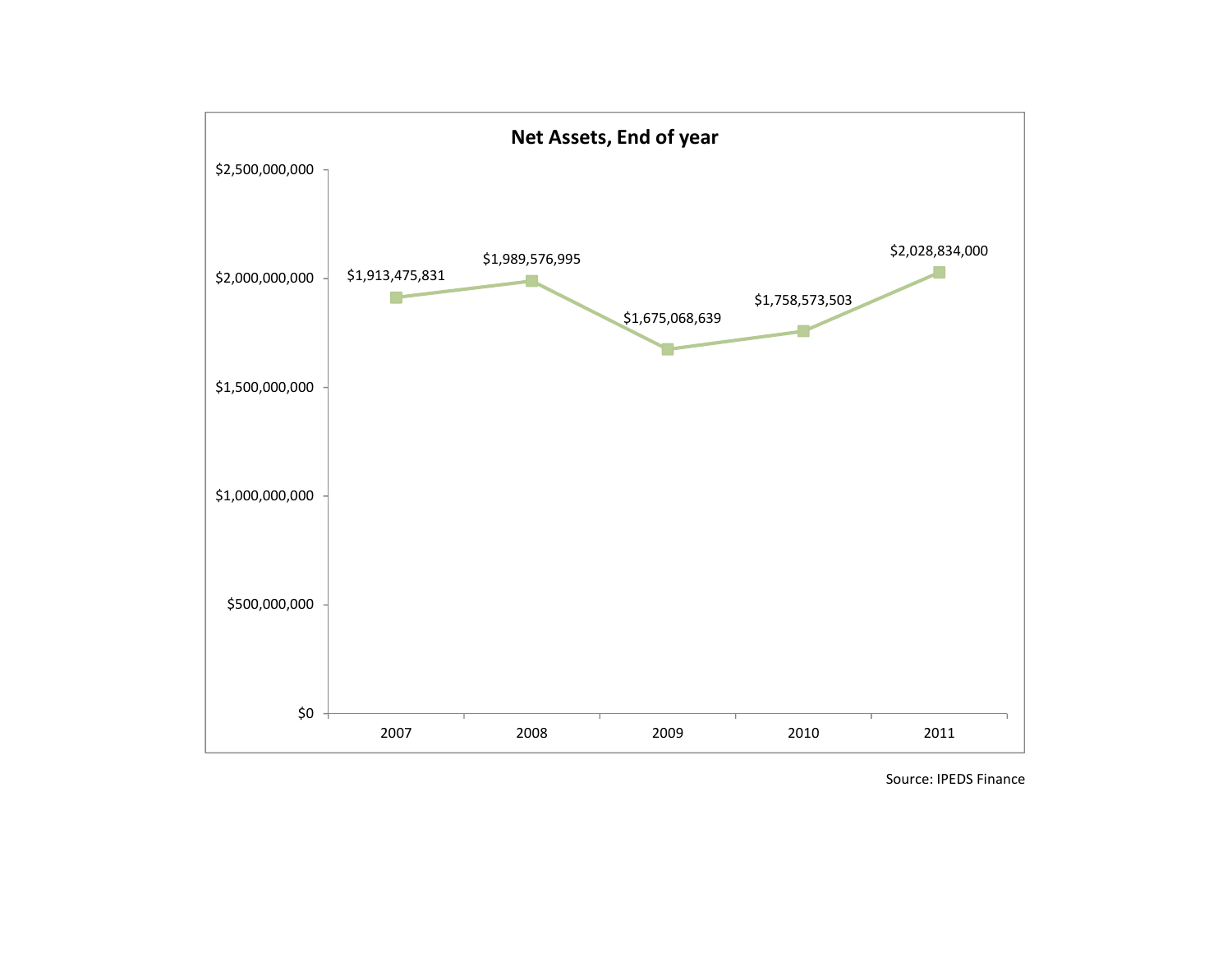**Net Assets, End of year**

| Year | Net Assets |
| --- | --- |
| 2007 | $1,913,475,831 |
| 2008 | $1,989,576,995 |
| 2009 | $1,675,068,639 |
| 2010 | $1,758,573,503 |
| 2011 | $2,028,834,000 |

Source: IPEDS Finance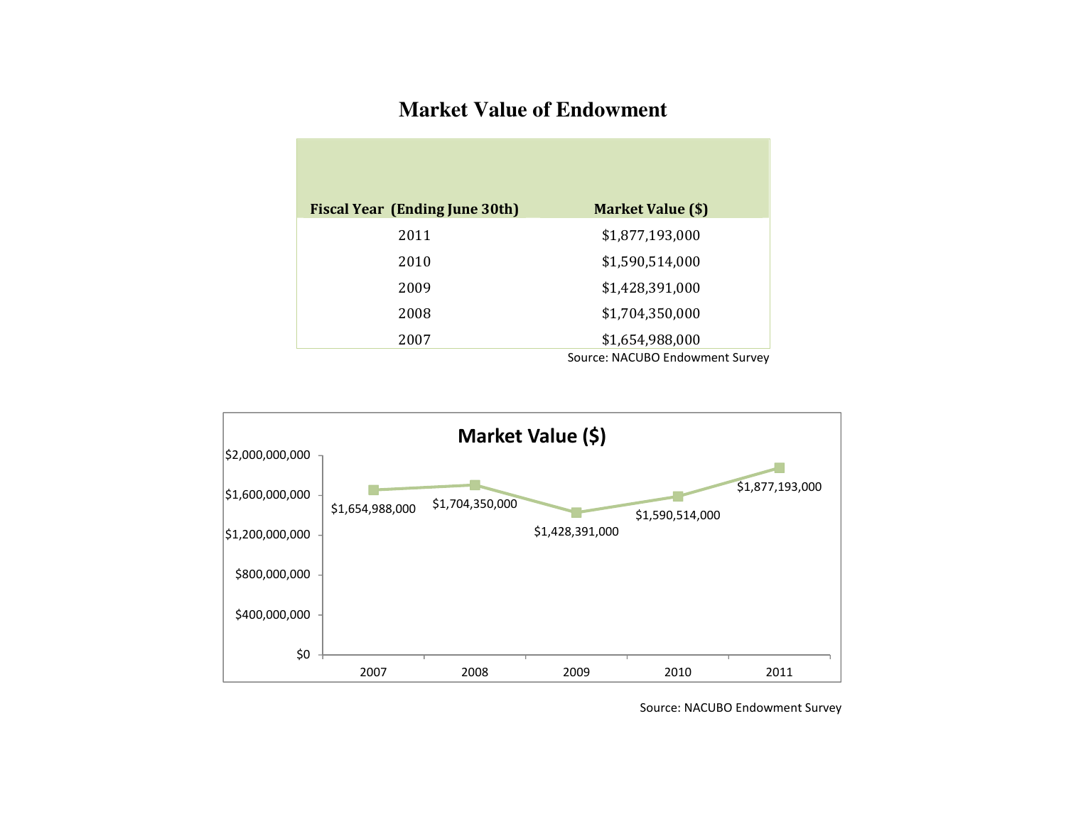# Market Value of Endowment

| Fiscal Year (Ending June 30th) | Market Value ($) |
|---|---|
| 2011 | $1,877,193,000 |
| 2010 | $1,590,514,000 |
| 2009 | $1,428,391,000 |
| 2008 | $1,704,350,000 |
| 2007 | $1,654,988,000 |

Source: NACUBO Endowment Survey

**Market Value ($)**

| Year | Market Value ($) |
|---|---|
| 2007 | $1,654,988,000 |
| 2008 | $1,704,350,000 |
| 2009 | $1,428,391,000 |
| 2010 | $1,590,514,000 |
| 2011 | $1,877,193,000 |

Source: NACUBO Endowment Survey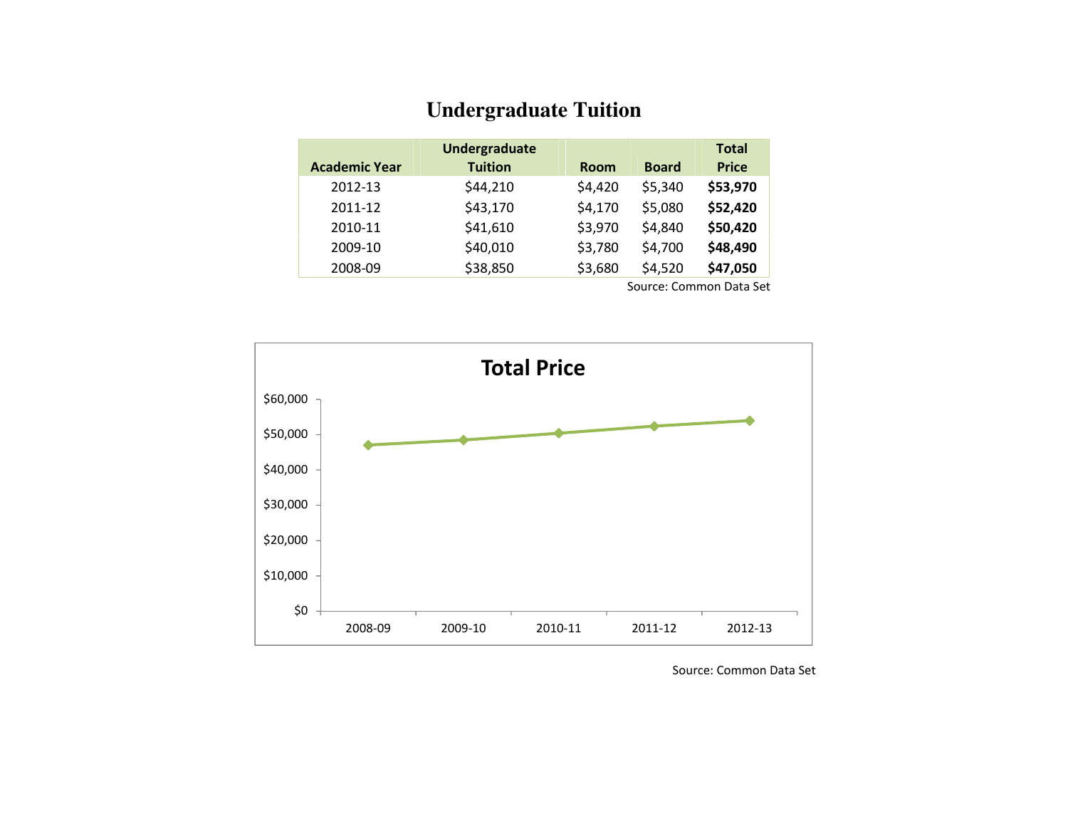# Undergraduate Tuition

| Academic Year | Undergraduate Tuition | Room | Board | Total Price |
|---|---|---|---|---|
| 2012-13 | $44,210 | $4,420 | $5,340 | **$53,970** |
| 2011-12 | $43,170 | $4,170 | $5,080 | **$52,420** |
| 2010-11 | $41,610 | $3,970 | $4,840 | **$50,420** |
| 2009-10 | $40,010 | $3,780 | $4,700 | **$48,490** |
| 2008-09 | $38,850 | $3,680 | $4,520 | **$47,050** |

Source: Common Data Set

**Total Price**

| Academic Year | Total Price |
|---|---|
| 2008-09 | $47,050 |
| 2009-10 | $48,490 |
| 2010-11 | $50,420 |
| 2011-12 | $52,420 |
| 2012-13 | $53,970 |

Source: Common Data Set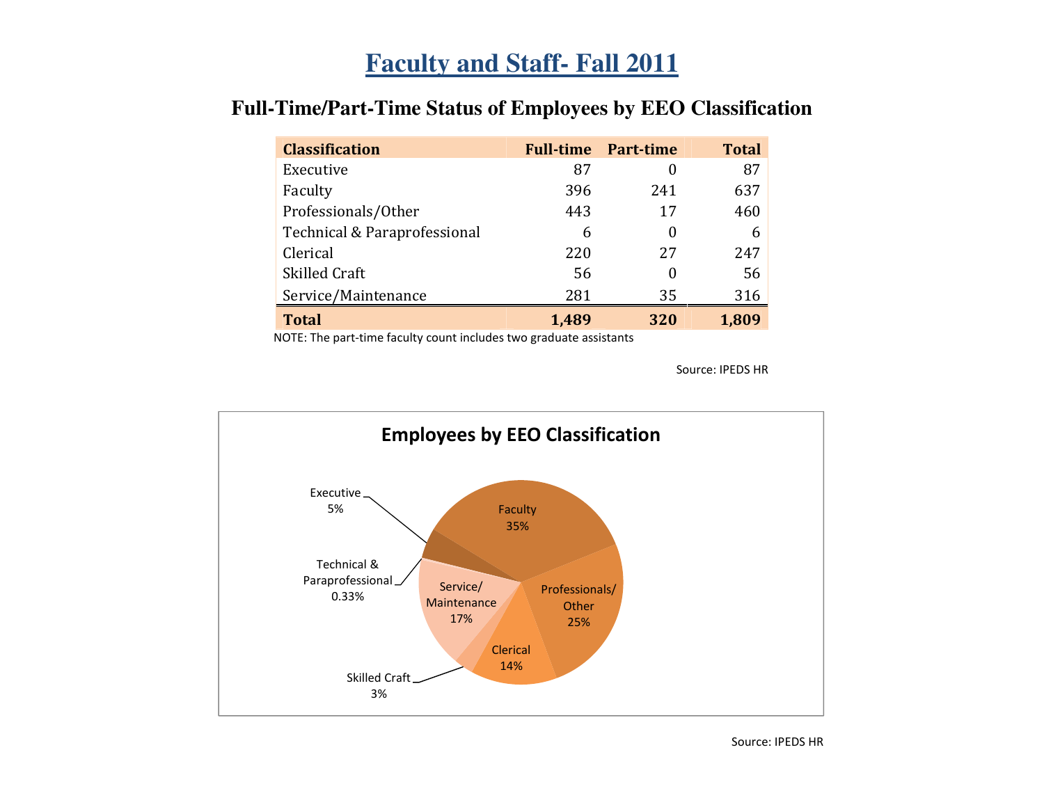# Faculty and Staff- Fall 2011

## Full-Time/Part-Time Status of Employees by EEO Classification

| Classification | Full-time | Part-time | Total |
|---|---|---|---|
| Executive | 87 | 0 | 87 |
| Faculty | 396 | 241 | 637 |
| Professionals/Other | 443 | 17 | 460 |
| Technical & Paraprofessional | 6 | 0 | 6 |
| Clerical | 220 | 27 | 247 |
| Skilled Craft | 56 | 0 | 56 |
| Service/Maintenance | 281 | 35 | 316 |
| **Total** | **1,489** | **320** | **1,809** |

NOTE: The part-time faculty count includes two graduate assistants

Source: IPEDS HR

**Employees by EEO Classification**

Faculty 35%
Professionals/Other 25%
Clerical 14%
Skilled Craft 3%
Service/Maintenance 17%
Technical & Paraprofessional 0.33%
Executive 5%

Source: IPEDS HR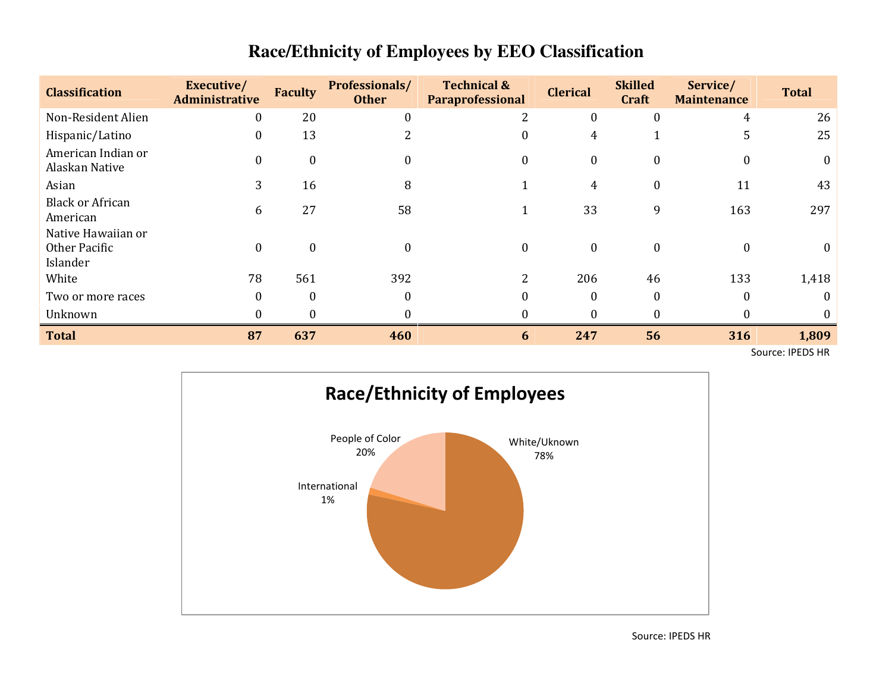# Race/Ethnicity of Employees by EEO Classification

| Classification | Executive/ Administrative | Faculty | Professionals/ Other | Technical & Paraprofessional | Clerical | Skilled Craft | Service/ Maintenance | Total |
|---|---|---|---|---|---|---|---|---|
| Non-Resident Alien | 0 | 20 | 0 | 2 | 0 | 0 | 4 | 26 |
| Hispanic/Latino | 0 | 13 | 2 | 0 | 4 | 1 | 5 | 25 |
| American Indian or Alaskan Native | 0 | 0 | 0 | 0 | 0 | 0 | 0 | 0 |
| Asian | 3 | 16 | 8 | 1 | 4 | 0 | 11 | 43 |
| Black or African American | 6 | 27 | 58 | 1 | 33 | 9 | 163 | 297 |
| Native Hawaiian or Other Pacific Islander | 0 | 0 | 0 | 0 | 0 | 0 | 0 | 0 |
| White | 78 | 561 | 392 | 2 | 206 | 46 | 133 | 1,418 |
| Two or more races | 0 | 0 | 0 | 0 | 0 | 0 | 0 | 0 |
| Unknown | 0 | 0 | 0 | 0 | 0 | 0 | 0 | 0 |
| **Total** | **87** | **637** | **460** | **6** | **247** | **56** | **316** | **1,809** |

Source: IPEDS HR

## Race/Ethnicity of Employees

| Category | Percentage |
|---|---|
| White/Uknown | 78% |
| People of Color | 20% |
| International | 1% |

Source: IPEDS HR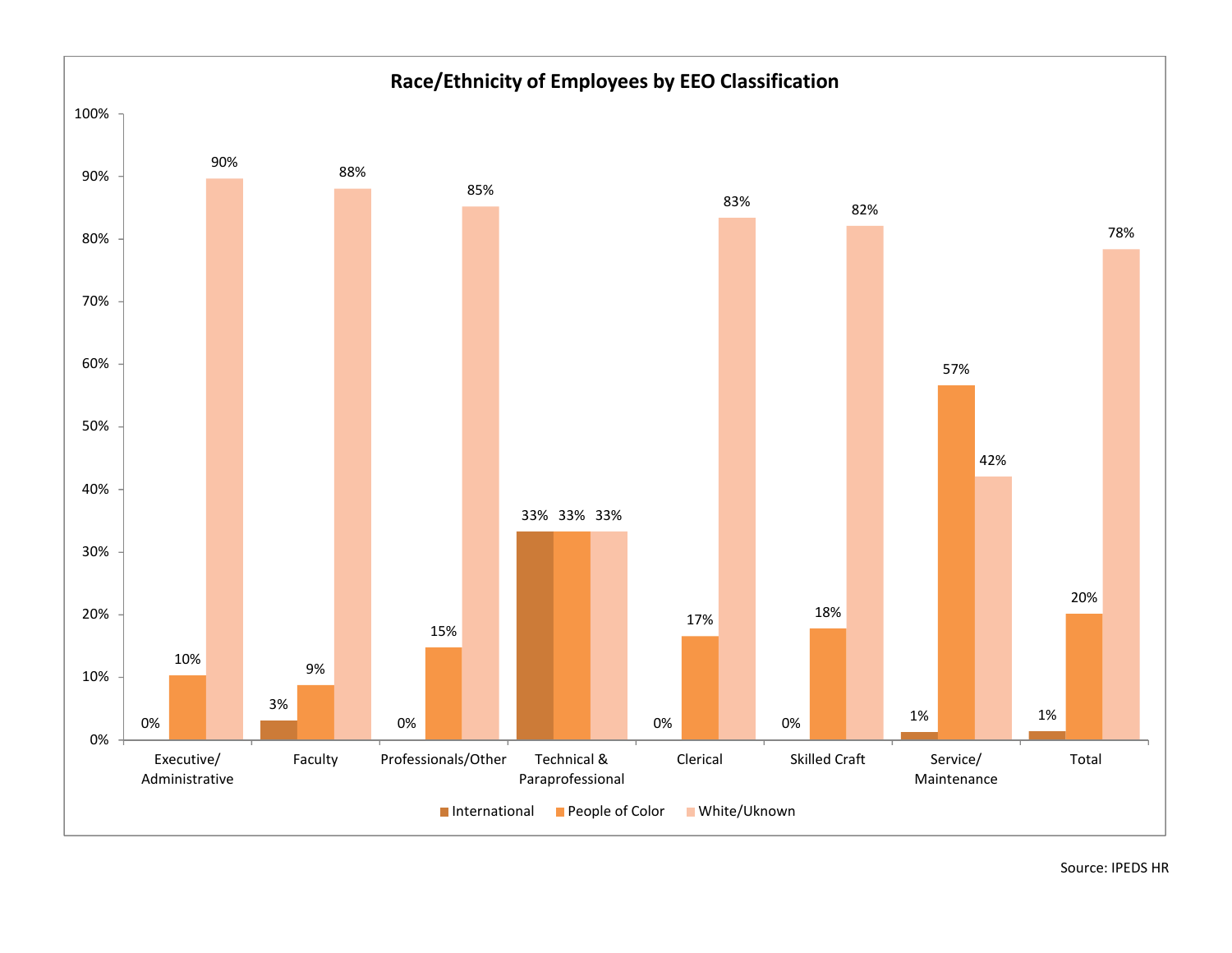## Race/Ethnicity of Employees by EEO Classification

| EEO Classification | International | People of Color | White/Uknown |
|---|---|---|---|
| Executive/ Administrative | 0% | 10% | 90% |
| Faculty | 3% | 9% | 88% |
| Professionals/Other | 0% | 15% | 85% |
| Technical & Paraprofessional | 33% | 33% | 33% |
| Clerical | 0% | 17% | 83% |
| Skilled Craft | 0% | 18% | 82% |
| Service/ Maintenance | 1% | 57% | 42% |
| Total | 1% | 20% | 78% |

Source: IPEDS HR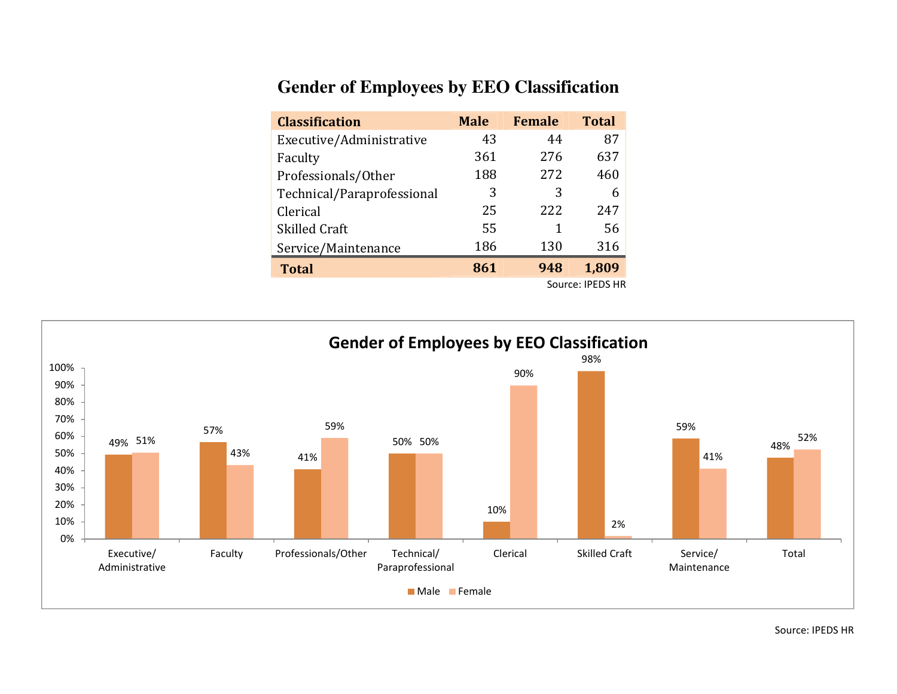# Gender of Employees by EEO Classification

| Classification | Male | Female | Total |
|---|---|---|---|
| Executive/Administrative | 43 | 44 | 87 |
| Faculty | 361 | 276 | 637 |
| Professionals/Other | 188 | 272 | 460 |
| Technical/Paraprofessional | 3 | 3 | 6 |
| Clerical | 25 | 222 | 247 |
| Skilled Craft | 55 | 1 | 56 |
| Service/Maintenance | 186 | 130 | 316 |
| **Total** | **861** | **948** | **1,809** |

Source: IPEDS HR

## Gender of Employees by EEO Classification

| Classification | Male | Female |
|---|---|---|
| Executive/Administrative | 49% | 51% |
| Faculty | 57% | 43% |
| Professionals/Other | 41% | 59% |
| Technical/Paraprofessional | 50% | 50% |
| Clerical | 10% | 90% |
| Skilled Craft | 98% | 2% |
| Service/Maintenance | 59% | 41% |
| Total | 48% | 52% |

Source: IPEDS HR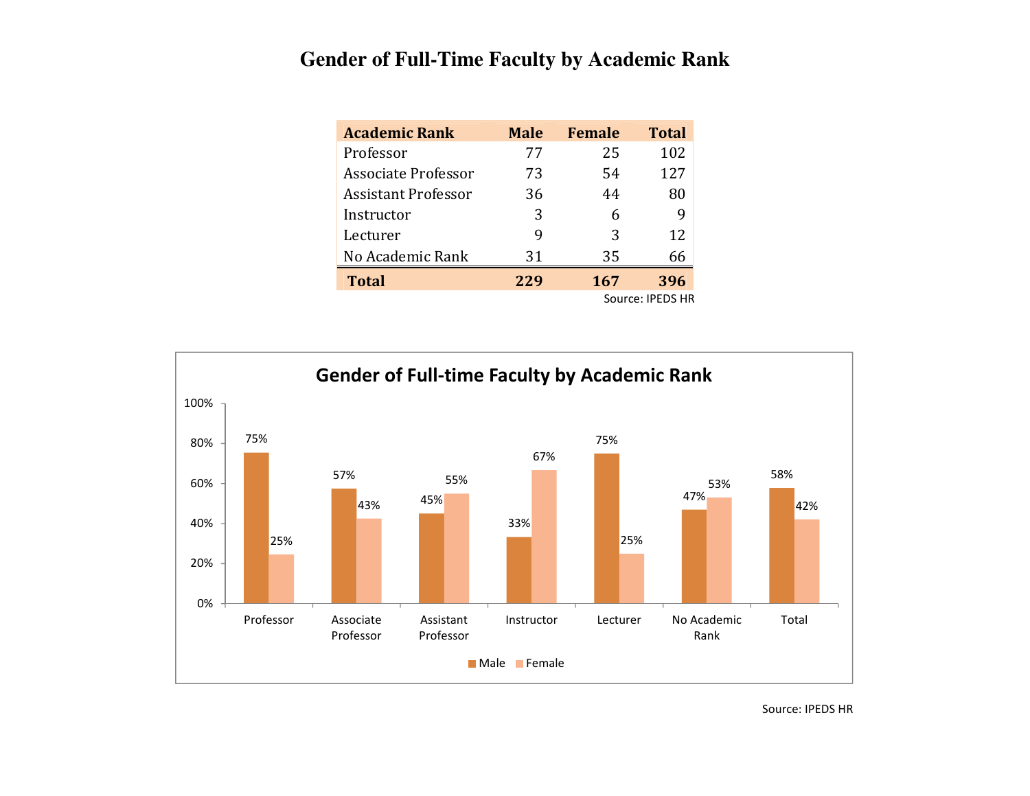# Gender of Full-Time Faculty by Academic Rank

| Academic Rank | Male | Female | Total |
|---|---|---|---|
| Professor | 77 | 25 | 102 |
| Associate Professor | 73 | 54 | 127 |
| Assistant Professor | 36 | 44 | 80 |
| Instructor | 3 | 6 | 9 |
| Lecturer | 9 | 3 | 12 |
| No Academic Rank | 31 | 35 | 66 |
| **Total** | **229** | **167** | **396** |

Source: IPEDS HR

**Gender of Full-time Faculty by Academic Rank**

| Academic Rank | Male | Female |
|---|---|---|
| Professor | 75% | 25% |
| Associate Professor | 57% | 43% |
| Assistant Professor | 45% | 55% |
| Instructor | 33% | 67% |
| Lecturer | 75% | 25% |
| No Academic Rank | 47% | 53% |
| Total | 58% | 42% |

Source: IPEDS HR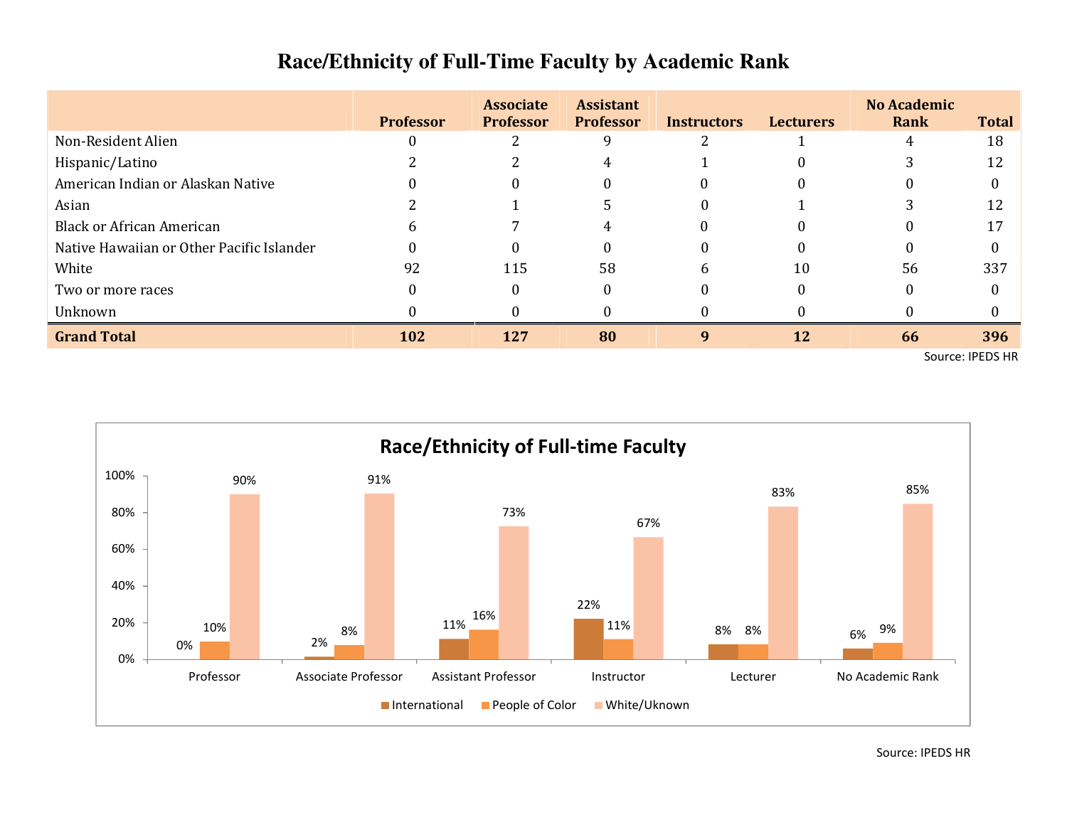# Race/Ethnicity of Full-Time Faculty by Academic Rank

| | Professor | Associate Professor | Assistant Professor | Instructors | Lecturers | No Academic Rank | Total |
|---|---|---|---|---|---|---|---|
| Non-Resident Alien | 0 | 2 | 9 | 2 | 1 | 4 | 18 |
| Hispanic/Latino | 2 | 2 | 4 | 1 | 0 | 3 | 12 |
| American Indian or Alaskan Native | 0 | 0 | 0 | 0 | 0 | 0 | 0 |
| Asian | 2 | 1 | 5 | 0 | 1 | 3 | 12 |
| Black or African American | 6 | 7 | 4 | 0 | 0 | 0 | 17 |
| Native Hawaiian or Other Pacific Islander | 0 | 0 | 0 | 0 | 0 | 0 | 0 |
| White | 92 | 115 | 58 | 6 | 10 | 56 | 337 |
| Two or more races | 0 | 0 | 0 | 0 | 0 | 0 | 0 |
| Unknown | 0 | 0 | 0 | 0 | 0 | 0 | 0 |
| **Grand Total** | **102** | **127** | **80** | **9** | **12** | **66** | **396** |

Source: IPEDS HR

## Race/Ethnicity of Full-time Faculty

| | International | People of Color | White/Uknown |
|---|---|---|---|
| Professor | 0% | 10% | 90% |
| Associate Professor | 2% | 8% | 91% |
| Assistant Professor | 11% | 16% | 73% |
| Instructor | 22% | 11% | 67% |
| Lecturer | 8% | 8% | 83% |
| No Academic Rank | 6% | 9% | 85% |

Source: IPEDS HR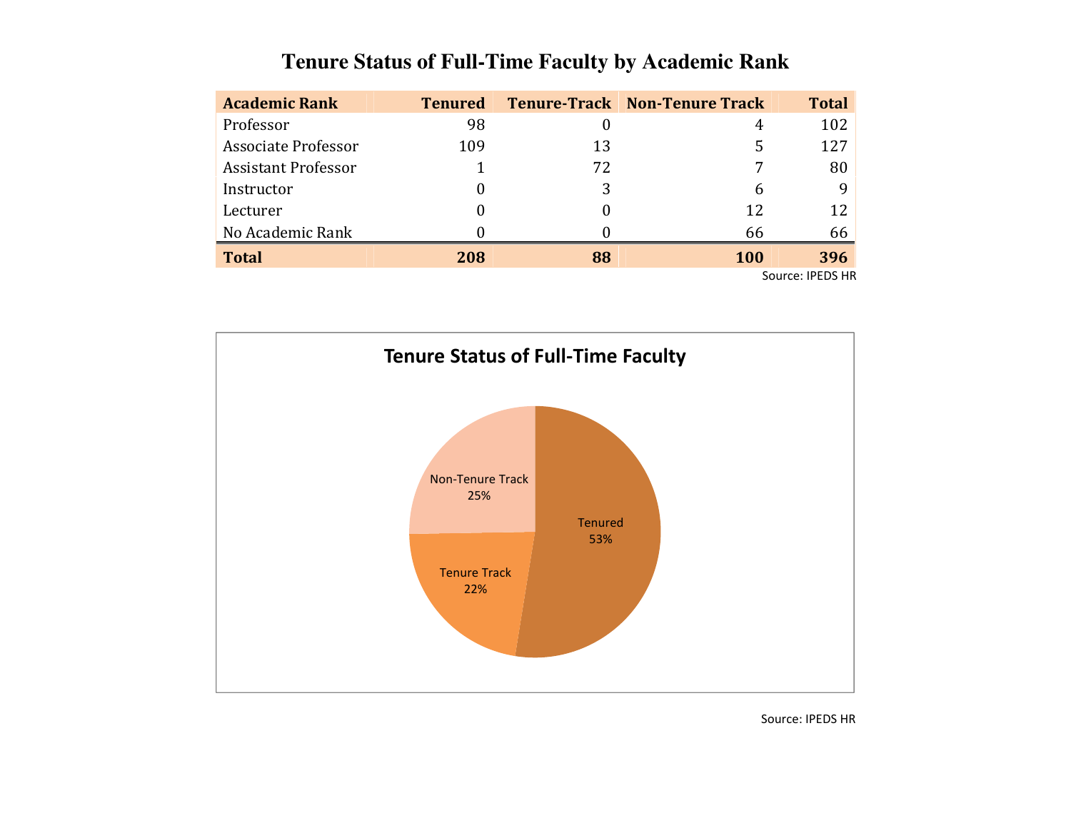## Tenure Status of Full-Time Faculty by Academic Rank

| Academic Rank | Tenured | Tenure-Track | Non-Tenure Track | Total |
|---|---|---|---|---|
| Professor | 98 | 0 | 4 | 102 |
| Associate Professor | 109 | 13 | 5 | 127 |
| Assistant Professor | 1 | 72 | 7 | 80 |
| Instructor | 0 | 3 | 6 | 9 |
| Lecturer | 0 | 0 | 12 | 12 |
| No Academic Rank | 0 | 0 | 66 | 66 |
| **Total** | **208** | **88** | **100** | **396** |

Source: IPEDS HR

**Tenure Status of Full-Time Faculty**

Non-Tenure Track
25%

Tenured
53%

Tenure Track
22%

Source: IPEDS HR